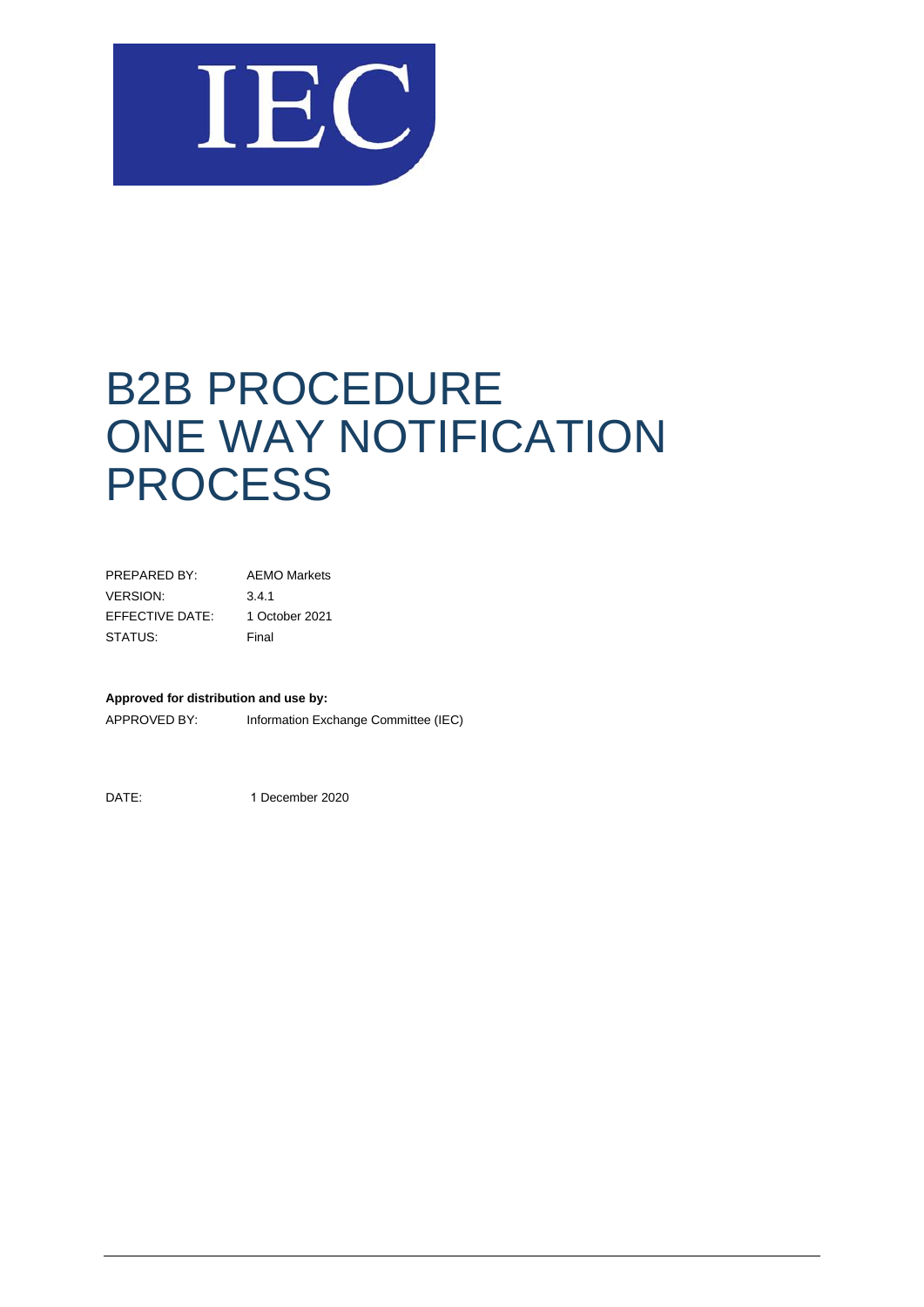# B2B PROCEDURE ONE WAY NOTIFICATION PROCESS

| | |
|---|---|
| PREPARED BY: | AEMO Markets |
| VERSION: | 3.4.1 |
| EFFECTIVE DATE: | 1 October 2021 |
| STATUS: | Final |

**Approved for distribution and use by:**

APPROVED BY: Information Exchange Committee (IEC)

DATE: 1 December 2020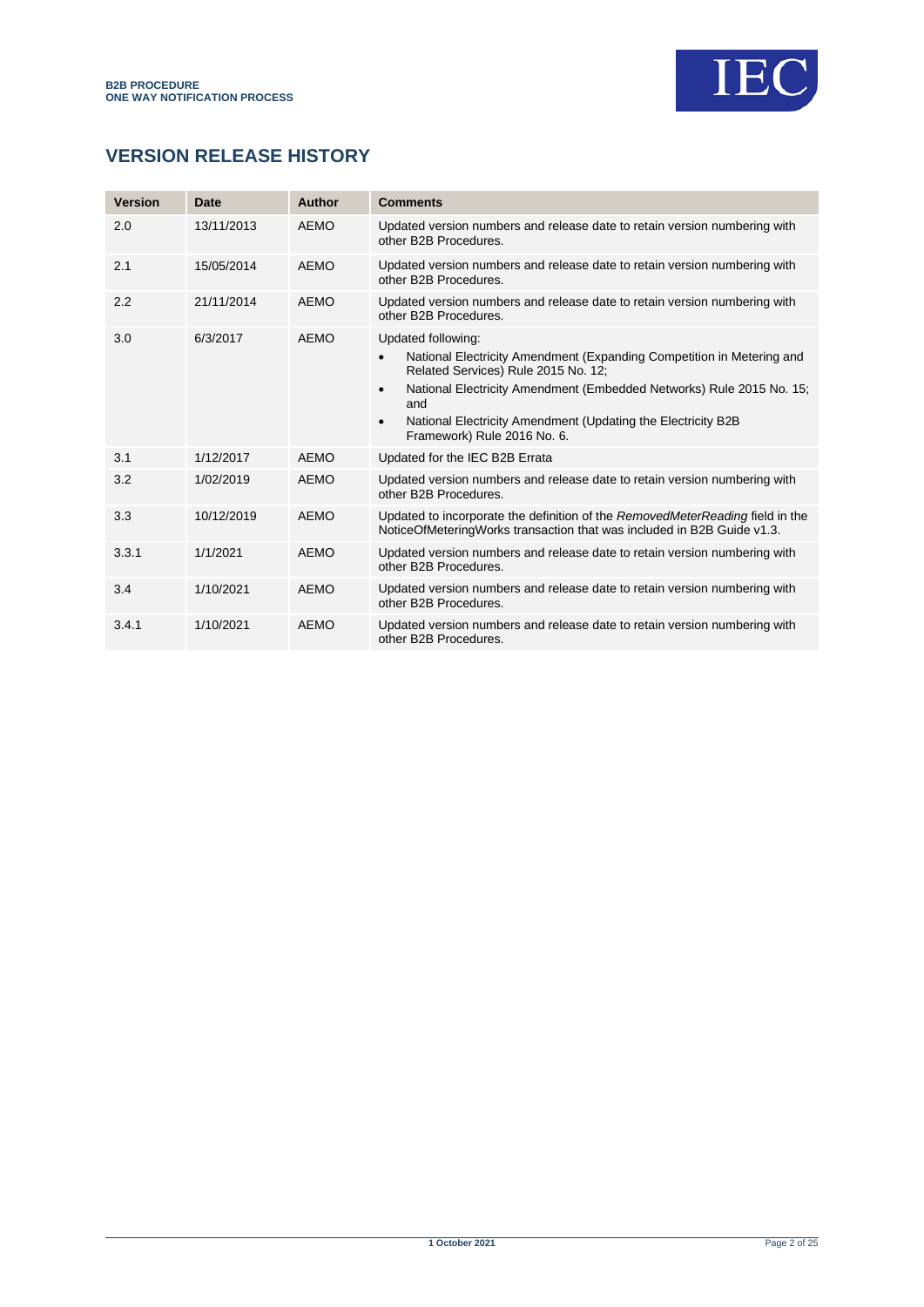## VERSION RELEASE HISTORY

| Version | Date | Author | Comments |
|---|---|---|---|
| 2.0 | 13/11/2013 | AEMO | Updated version numbers and release date to retain version numbering with other B2B Procedures. |
| 2.1 | 15/05/2014 | AEMO | Updated version numbers and release date to retain version numbering with other B2B Procedures. |
| 2.2 | 21/11/2014 | AEMO | Updated version numbers and release date to retain version numbering with other B2B Procedures. |
| 3.0 | 6/3/2017 | AEMO | Updated following:<br>• National Electricity Amendment (Expanding Competition in Metering and Related Services) Rule 2015 No. 12;<br>• National Electricity Amendment (Embedded Networks) Rule 2015 No. 15; and<br>• National Electricity Amendment (Updating the Electricity B2B Framework) Rule 2016 No. 6. |
| 3.1 | 1/12/2017 | AEMO | Updated for the IEC B2B Errata |
| 3.2 | 1/02/2019 | AEMO | Updated version numbers and release date to retain version numbering with other B2B Procedures. |
| 3.3 | 10/12/2019 | AEMO | Updated to incorporate the definition of the *RemovedMeterReading* field in the NoticeOfMeteringWorks transaction that was included in B2B Guide v1.3. |
| 3.3.1 | 1/1/2021 | AEMO | Updated version numbers and release date to retain version numbering with other B2B Procedures. |
| 3.4 | 1/10/2021 | AEMO | Updated version numbers and release date to retain version numbering with other B2B Procedures. |
| 3.4.1 | 1/10/2021 | AEMO | Updated version numbers and release date to retain version numbering with other B2B Procedures. |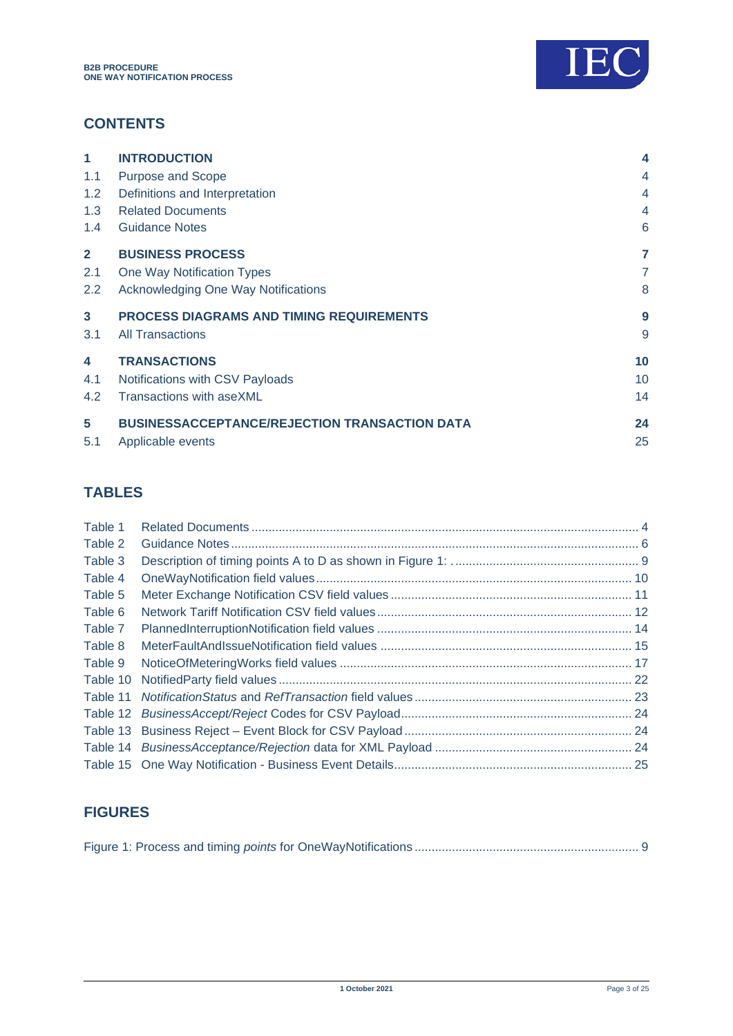## CONTENTS

| | | |
|---|---|---|
| **1** | **INTRODUCTION** | **4** |
| 1.1 | Purpose and Scope | 4 |
| 1.2 | Definitions and Interpretation | 4 |
| 1.3 | Related Documents | 4 |
| 1.4 | Guidance Notes | 6 |
| **2** | **BUSINESS PROCESS** | **7** |
| 2.1 | One Way Notification Types | 7 |
| 2.2 | Acknowledging One Way Notifications | 8 |
| **3** | **PROCESS DIAGRAMS AND TIMING REQUIREMENTS** | **9** |
| 3.1 | All Transactions | 9 |
| **4** | **TRANSACTIONS** | **10** |
| 4.1 | Notifications with CSV Payloads | 10 |
| 4.2 | Transactions with aseXML | 14 |
| **5** | **BUSINESSACCEPTANCE/REJECTION TRANSACTION DATA** | **24** |
| 5.1 | Applicable events | 25 |

## TABLES

| | | |
|---|---|---|
| Table 1 | Related Documents | 4 |
| Table 2 | Guidance Notes | 6 |
| Table 3 | Description of timing points A to D as shown in Figure 1: | 9 |
| Table 4 | OneWayNotification field values | 10 |
| Table 5 | Meter Exchange Notification CSV field values | 11 |
| Table 6 | Network Tariff Notification CSV field values | 12 |
| Table 7 | PlannedInterruptionNotification field values | 14 |
| Table 8 | MeterFaultAndIssueNotification field values | 15 |
| Table 9 | NoticeOfMeteringWorks field values | 17 |
| Table 10 | NotifiedParty field values | 22 |
| Table 11 | *NotificationStatus* and *RefTransaction* field values | 23 |
| Table 12 | *BusinessAccept/Reject* Codes for CSV Payload | 24 |
| Table 13 | Business Reject – Event Block for CSV Payload | 24 |
| Table 14 | *BusinessAcceptance/Rejection* data for XML Payload | 24 |
| Table 15 | One Way Notification - Business Event Details | 25 |

## FIGURES

| | |
|---|---|
| Figure 1: Process and timing *points* for OneWayNotifications | 9 |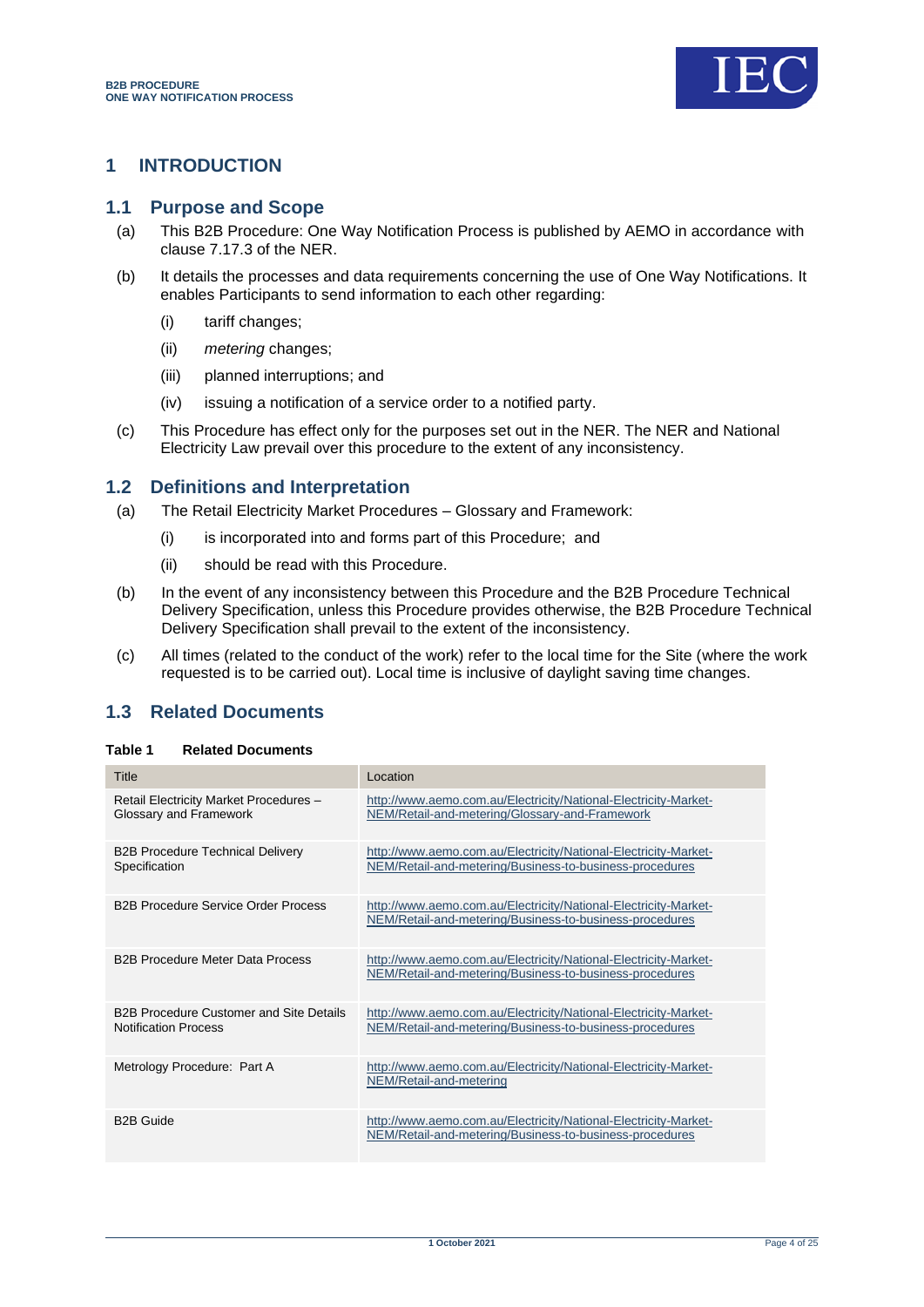# 1 INTRODUCTION

## 1.1 Purpose and Scope

(a) This B2B Procedure: One Way Notification Process is published by AEMO in accordance with clause 7.17.3 of the NER.

(b) It details the processes and data requirements concerning the use of One Way Notifications. It enables Participants to send information to each other regarding:

(i) tariff changes;

(ii) *metering* changes;

(iii) planned interruptions; and

(iv) issuing a notification of a service order to a notified party.

(c) This Procedure has effect only for the purposes set out in the NER. The NER and National Electricity Law prevail over this procedure to the extent of any inconsistency.

## 1.2 Definitions and Interpretation

(a) The Retail Electricity Market Procedures – Glossary and Framework:

(i) is incorporated into and forms part of this Procedure; and

(ii) should be read with this Procedure.

(b) In the event of any inconsistency between this Procedure and the B2B Procedure Technical Delivery Specification, unless this Procedure provides otherwise, the B2B Procedure Technical Delivery Specification shall prevail to the extent of the inconsistency.

(c) All times (related to the conduct of the work) refer to the local time for the Site (where the work requested is to be carried out). Local time is inclusive of daylight saving time changes.

## 1.3 Related Documents

**Table 1 Related Documents**

| Title | Location |
|---|---|
| Retail Electricity Market Procedures – Glossary and Framework | http://www.aemo.com.au/Electricity/National-Electricity-Market-NEM/Retail-and-metering/Glossary-and-Framework |
| B2B Procedure Technical Delivery Specification | http://www.aemo.com.au/Electricity/National-Electricity-Market-NEM/Retail-and-metering/Business-to-business-procedures |
| B2B Procedure Service Order Process | http://www.aemo.com.au/Electricity/National-Electricity-Market-NEM/Retail-and-metering/Business-to-business-procedures |
| B2B Procedure Meter Data Process | http://www.aemo.com.au/Electricity/National-Electricity-Market-NEM/Retail-and-metering/Business-to-business-procedures |
| B2B Procedure Customer and Site Details Notification Process | http://www.aemo.com.au/Electricity/National-Electricity-Market-NEM/Retail-and-metering/Business-to-business-procedures |
| Metrology Procedure: Part A | http://www.aemo.com.au/Electricity/National-Electricity-Market-NEM/Retail-and-metering |
| B2B Guide | http://www.aemo.com.au/Electricity/National-Electricity-Market-NEM/Retail-and-metering/Business-to-business-procedures |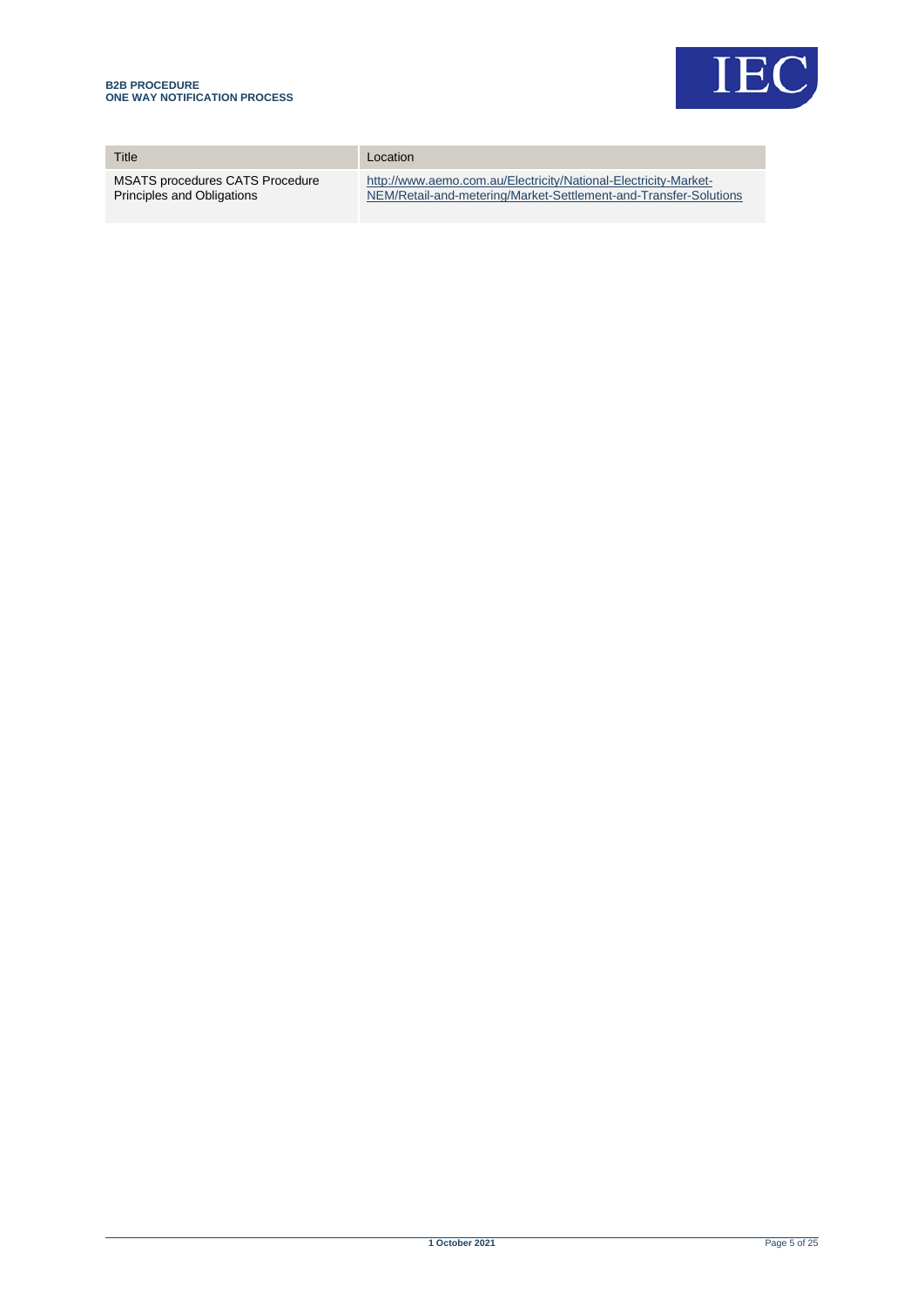| Title | Location |
| --- | --- |
| MSATS procedures CATS Procedure Principles and Obligations | http://www.aemo.com.au/Electricity/National-Electricity-Market-NEM/Retail-and-metering/Market-Settlement-and-Transfer-Solutions |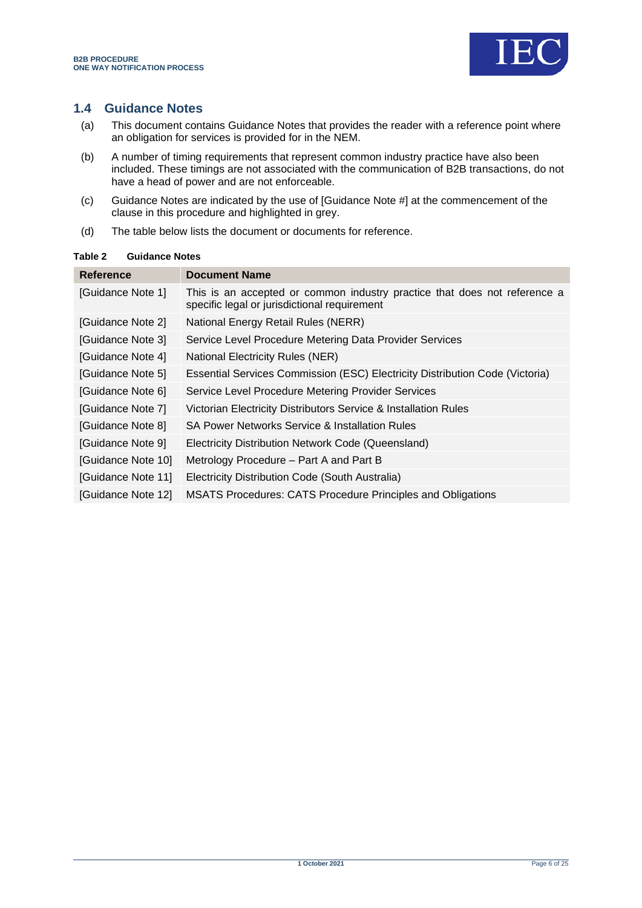## 1.4 Guidance Notes

(a) This document contains Guidance Notes that provides the reader with a reference point where an obligation for services is provided for in the NEM.

(b) A number of timing requirements that represent common industry practice have also been included. These timings are not associated with the communication of B2B transactions, do not have a head of power and are not enforceable.

(c) Guidance Notes are indicated by the use of [Guidance Note #] at the commencement of the clause in this procedure and highlighted in grey.

(d) The table below lists the document or documents for reference.

**Table 2 Guidance Notes**

| Reference | Document Name |
|---|---|
| [Guidance Note 1] | This is an accepted or common industry practice that does not reference a specific legal or jurisdictional requirement |
| [Guidance Note 2] | National Energy Retail Rules (NERR) |
| [Guidance Note 3] | Service Level Procedure Metering Data Provider Services |
| [Guidance Note 4] | National Electricity Rules (NER) |
| [Guidance Note 5] | Essential Services Commission (ESC) Electricity Distribution Code (Victoria) |
| [Guidance Note 6] | Service Level Procedure Metering Provider Services |
| [Guidance Note 7] | Victorian Electricity Distributors Service & Installation Rules |
| [Guidance Note 8] | SA Power Networks Service & Installation Rules |
| [Guidance Note 9] | Electricity Distribution Network Code (Queensland) |
| [Guidance Note 10] | Metrology Procedure – Part A and Part B |
| [Guidance Note 11] | Electricity Distribution Code (South Australia) |
| [Guidance Note 12] | MSATS Procedures: CATS Procedure Principles and Obligations |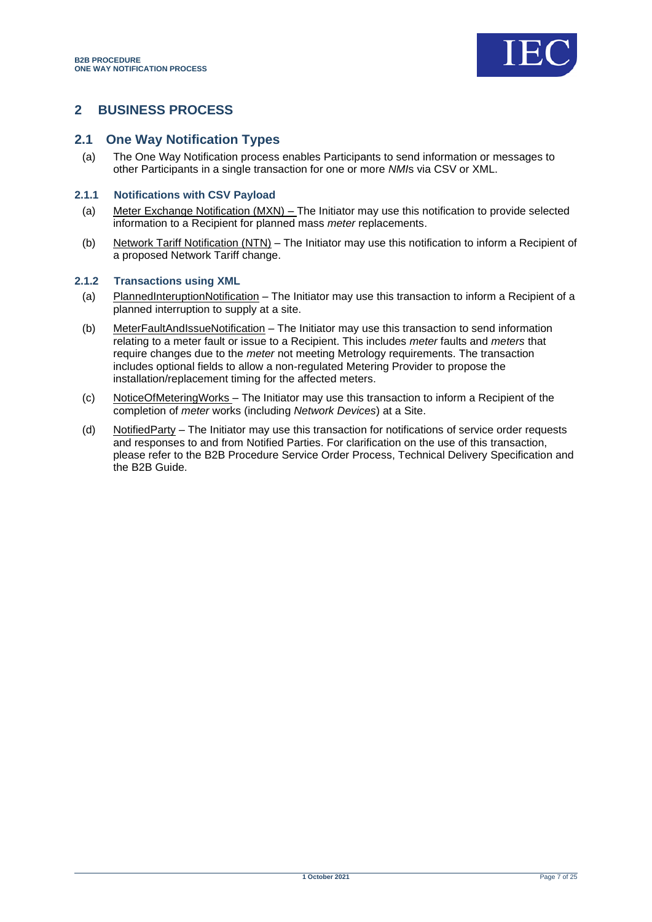## 2 BUSINESS PROCESS

### 2.1 One Way Notification Types

(a) The One Way Notification process enables Participants to send information or messages to other Participants in a single transaction for one or more *NMI*s via CSV or XML.

#### 2.1.1 Notifications with CSV Payload

(a) Meter Exchange Notification (MXN) – The Initiator may use this notification to provide selected information to a Recipient for planned mass *meter* replacements.

(b) Network Tariff Notification (NTN) – The Initiator may use this notification to inform a Recipient of a proposed Network Tariff change.

#### 2.1.2 Transactions using XML

(a) PlannedInteruptionNotification – The Initiator may use this transaction to inform a Recipient of a planned interruption to supply at a site.

(b) MeterFaultAndIssueNotification – The Initiator may use this transaction to send information relating to a meter fault or issue to a Recipient. This includes *meter* faults and *meters* that require changes due to the *meter* not meeting Metrology requirements. The transaction includes optional fields to allow a non-regulated Metering Provider to propose the installation/replacement timing for the affected meters.

(c) NoticeOfMeteringWorks – The Initiator may use this transaction to inform a Recipient of the completion of *meter* works (including *Network Devices*) at a Site.

(d) NotifiedParty – The Initiator may use this transaction for notifications of service order requests and responses to and from Notified Parties. For clarification on the use of this transaction, please refer to the B2B Procedure Service Order Process, Technical Delivery Specification and the B2B Guide.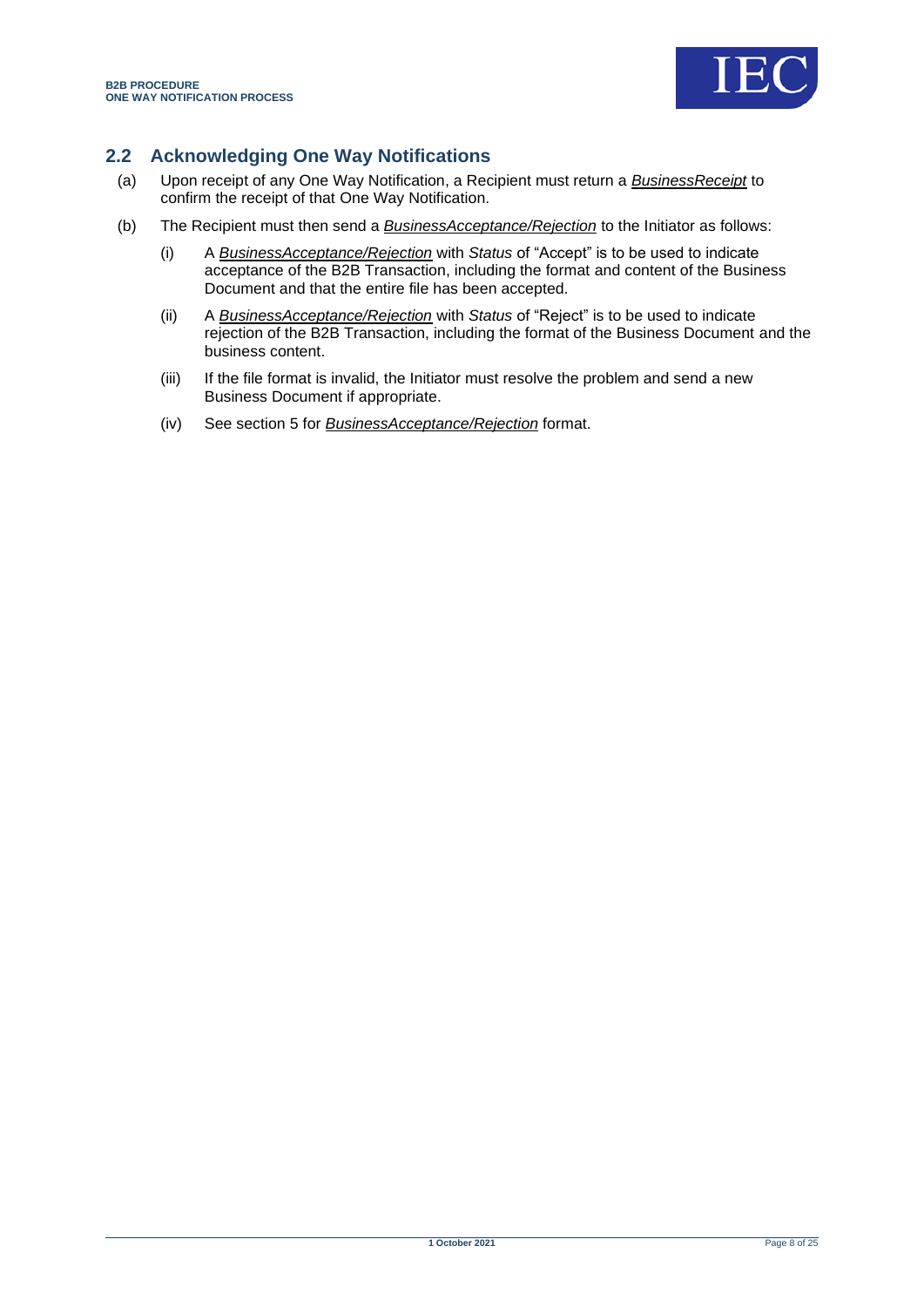## 2.2 Acknowledging One Way Notifications

(a) Upon receipt of any One Way Notification, a Recipient must return a ***BusinessReceipt*** to confirm the receipt of that One Way Notification.

(b) The Recipient must then send a ***BusinessAcceptance/Rejection*** to the Initiator as follows:

   (i) A ***BusinessAcceptance/Rejection*** with *Status* of "Accept" is to be used to indicate acceptance of the B2B Transaction, including the format and content of the Business Document and that the entire file has been accepted.

   (ii) A ***BusinessAcceptance/Rejection*** with *Status* of "Reject" is to be used to indicate rejection of the B2B Transaction, including the format of the Business Document and the business content.

   (iii) If the file format is invalid, the Initiator must resolve the problem and send a new Business Document if appropriate.

   (iv) See section 5 for ***BusinessAcceptance/Rejection*** format.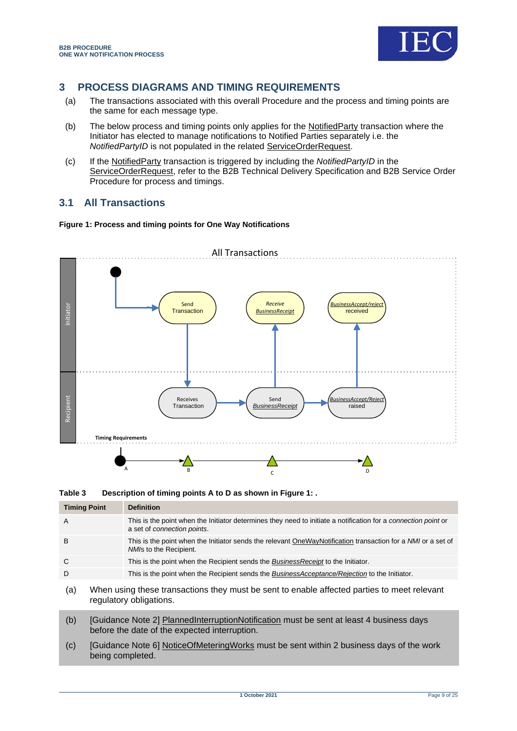## 3 PROCESS DIAGRAMS AND TIMING REQUIREMENTS

(a) The transactions associated with this overall Procedure and the process and timing points are the same for each message type.

(b) The below process and timing points only applies for the NotifiedParty transaction where the Initiator has elected to manage notifications to Notified Parties separately i.e. the *NotifiedPartyID* is not populated in the related ServiceOrderRequest.

(c) If the NotifiedParty transaction is triggered by including the *NotifiedPartyID* in the ServiceOrderRequest, refer to the B2B Technical Delivery Specification and B2B Service Order Procedure for process and timings.

### 3.1 All Transactions

**Figure 1: Process and timing points for One Way Notifications**

All Transactions

Initiator: Send Transaction → Receive *BusinessReceipt* → *BusinessAccept/reject* received

Recipient: Receives Transaction → Send *BusinessReceipt* → *BusinessAccept/Reject* raised

Timing Requirements: A → B → C → D

**Table 3 Description of timing points A to D as shown in Figure 1: .**

| Timing Point | Definition |
|---|---|
| A | This is the point when the Initiator determines they need to initiate a notification for a *connection point* or a set of *connection points*. |
| B | This is the point when the Initiator sends the relevant OneWayNotification transaction for a *NMI* or a set of *NMIs* to the Recipient. |
| C | This is the point when the Recipient sends the *BusinessReceipt* to the Initiator. |
| D | This is the point when the Recipient sends the *BusinessAcceptance/Rejection* to the Initiator. |

(a) When using these transactions they must be sent to enable affected parties to meet relevant regulatory obligations.

(b) [Guidance Note 2] PlannedInterruptionNotification must be sent at least 4 business days before the date of the expected interruption.

(c) [Guidance Note 6] NoticeOfMeteringWorks must be sent within 2 business days of the work being completed.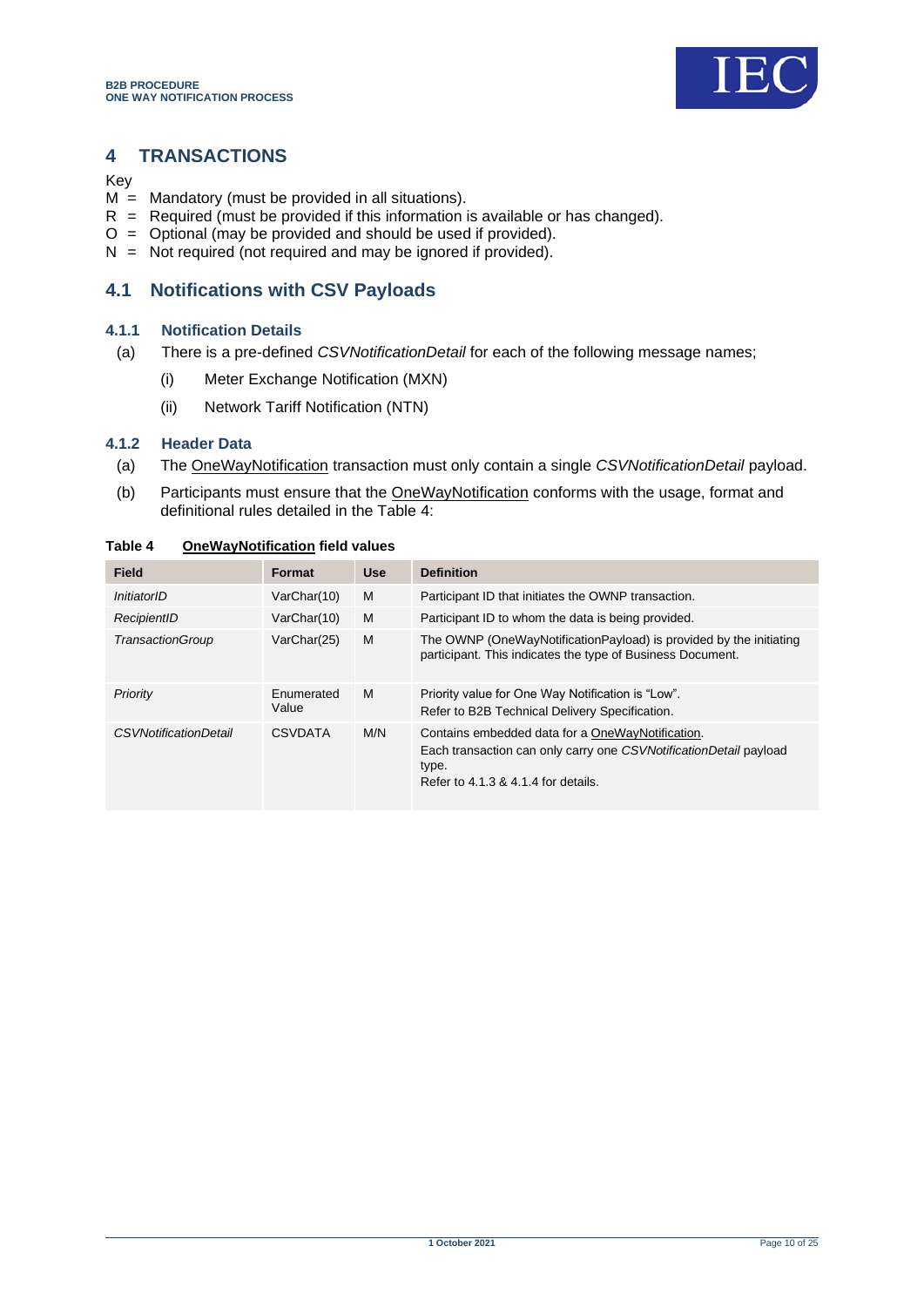# 4 TRANSACTIONS

Key

M = Mandatory (must be provided in all situations).
R = Required (must be provided if this information is available or has changed).
O = Optional (may be provided and should be used if provided).
N = Not required (not required and may be ignored if provided).

## 4.1 Notifications with CSV Payloads

### 4.1.1 Notification Details

(a) There is a pre-defined *CSVNotificationDetail* for each of the following message names;

(i) Meter Exchange Notification (MXN)

(ii) Network Tariff Notification (NTN)

### 4.1.2 Header Data

(a) The OneWayNotification transaction must only contain a single *CSVNotificationDetail* payload.

(b) Participants must ensure that the OneWayNotification conforms with the usage, format and definitional rules detailed in the Table 4:

**Table 4 OneWayNotification field values**

| Field | Format | Use | Definition |
|---|---|---|---|
| *InitiatorID* | VarChar(10) | M | Participant ID that initiates the OWNP transaction. |
| *RecipientID* | VarChar(10) | M | Participant ID to whom the data is being provided. |
| *TransactionGroup* | VarChar(25) | M | The OWNP (OneWayNotificationPayload) is provided by the initiating participant. This indicates the type of Business Document. |
| *Priority* | Enumerated Value | M | Priority value for One Way Notification is "Low".<br>Refer to B2B Technical Delivery Specification. |
| *CSVNotificationDetail* | CSVDATA | M/N | Contains embedded data for a OneWayNotification.<br>Each transaction can only carry one *CSVNotificationDetail* payload type.<br>Refer to 4.1.3 & 4.1.4 for details. |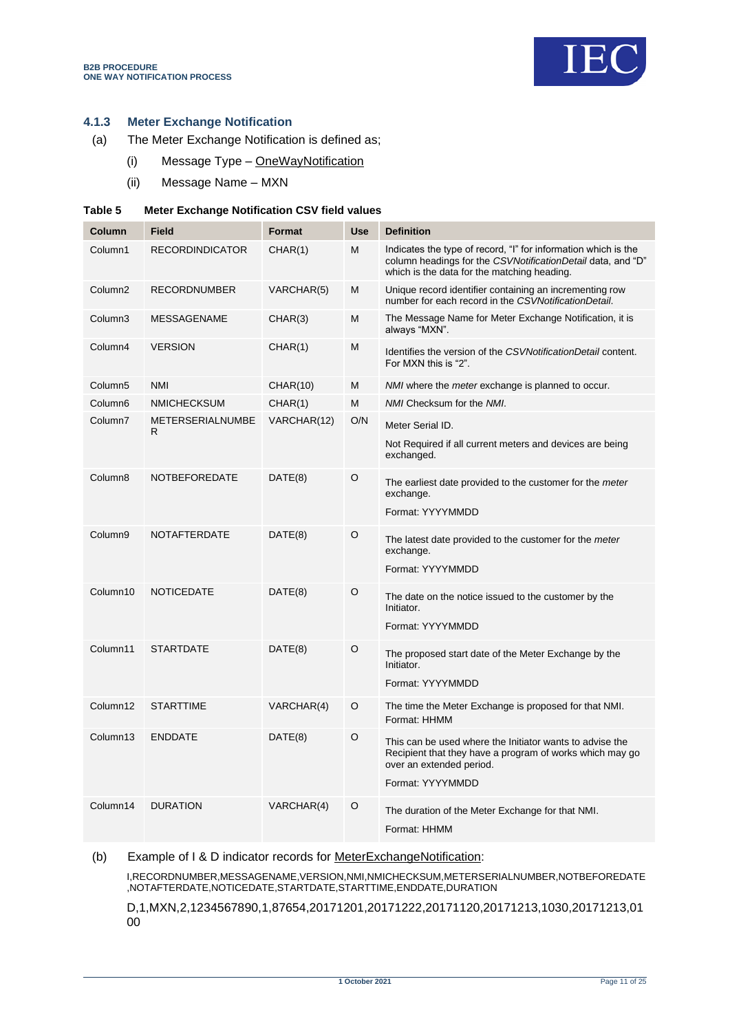### 4.1.3 Meter Exchange Notification

(a) The Meter Exchange Notification is defined as;

(i) Message Type – OneWayNotification

(ii) Message Name – MXN

**Table 5 Meter Exchange Notification CSV field values**

| Column | Field | Format | Use | Definition |
|---|---|---|---|---|
| Column1 | RECORDINDICATOR | CHAR(1) | M | Indicates the type of record, "I" for information which is the column headings for the *CSVNotificationDetail* data, and "D" which is the data for the matching heading. |
| Column2 | RECORDNUMBER | VARCHAR(5) | M | Unique record identifier containing an incrementing row number for each record in the *CSVNotificationDetail*. |
| Column3 | MESSAGENAME | CHAR(3) | M | The Message Name for Meter Exchange Notification, it is always "MXN". |
| Column4 | VERSION | CHAR(1) | M | Identifies the version of the *CSVNotificationDetail* content. For MXN this is "2". |
| Column5 | NMI | CHAR(10) | M | *NMI* where the *meter* exchange is planned to occur. |
| Column6 | NMICHECKSUM | CHAR(1) | M | *NMI* Checksum for the *NMI*. |
| Column7 | METERSERIALNUMBER | VARCHAR(12) | O/N | Meter Serial ID.<br><br>Not Required if all current meters and devices are being exchanged. |
| Column8 | NOTBEFOREDATE | DATE(8) | O | The earliest date provided to the customer for the *meter* exchange.<br><br>Format: YYYYMMDD |
| Column9 | NOTAFTERDATE | DATE(8) | O | The latest date provided to the customer for the *meter* exchange.<br><br>Format: YYYYMMDD |
| Column10 | NOTICEDATE | DATE(8) | O | The date on the notice issued to the customer by the Initiator.<br><br>Format: YYYYMMDD |
| Column11 | STARTDATE | DATE(8) | O | The proposed start date of the Meter Exchange by the Initiator.<br><br>Format: YYYYMMDD |
| Column12 | STARTTIME | VARCHAR(4) | O | The time the Meter Exchange is proposed for that NMI. Format: HHMM |
| Column13 | ENDDATE | DATE(8) | O | This can be used where the Initiator wants to advise the Recipient that they have a program of works which may go over an extended period.<br><br>Format: YYYYMMDD |
| Column14 | DURATION | VARCHAR(4) | O | The duration of the Meter Exchange for that NMI.<br><br>Format: HHMM |

(b) Example of I & D indicator records for MeterExchangeNotification:

I,RECORDNUMBER,MESSAGENAME,VERSION,NMI,NMICHECKSUM,METERSERIALNUMBER,NOTBEFOREDATE,NOTAFTERDATE,NOTICEDATE,STARTDATE,STARTTIME,ENDDATE,DURATION

D,1,MXN,2,1234567890,1,87654,20171201,20171222,20171120,20171213,1030,20171213,0100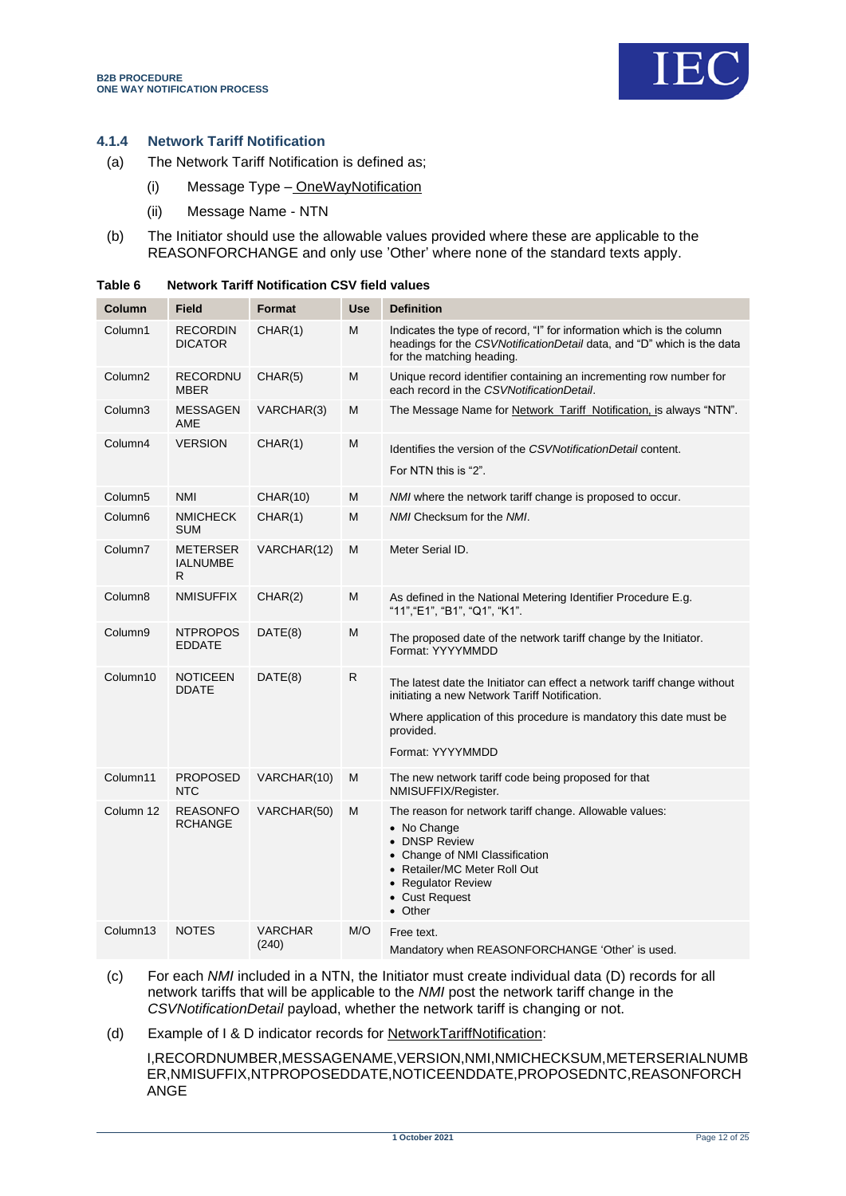### 4.1.4 Network Tariff Notification

(a) The Network Tariff Notification is defined as;

(i) Message Type – OneWayNotification

(ii) Message Name - NTN

(b) The Initiator should use the allowable values provided where these are applicable to the REASONFORCHANGE and only use 'Other' where none of the standard texts apply.

**Table 6 Network Tariff Notification CSV field values**

| Column | Field | Format | Use | Definition |
|---|---|---|---|---|
| Column1 | RECORDINDICATOR | CHAR(1) | M | Indicates the type of record, "I" for information which is the column headings for the *CSVNotificationDetail* data, and "D" which is the data for the matching heading. |
| Column2 | RECORDNUMBER | CHAR(5) | M | Unique record identifier containing an incrementing row number for each record in the *CSVNotificationDetail*. |
| Column3 | MESSAGENAME | VARCHAR(3) | M | The Message Name for Network Tariff Notification, is always "NTN". |
| Column4 | VERSION | CHAR(1) | M | Identifies the version of the *CSVNotificationDetail* content.<br>For NTN this is "2". |
| Column5 | NMI | CHAR(10) | M | *NMI* where the network tariff change is proposed to occur. |
| Column6 | NMICHECKSUM | CHAR(1) | M | *NMI* Checksum for the *NMI*. |
| Column7 | METERSERIALNUMBER | VARCHAR(12) | M | Meter Serial ID. |
| Column8 | NMISUFFIX | CHAR(2) | M | As defined in the National Metering Identifier Procedure E.g. "11","E1", "B1", "Q1", "K1". |
| Column9 | NTPROPOSEDDATE | DATE(8) | M | The proposed date of the network tariff change by the Initiator. Format: YYYYMMDD |
| Column10 | NOTICEENDDATE | DATE(8) | R | The latest date the Initiator can effect a network tariff change without initiating a new Network Tariff Notification.<br>Where application of this procedure is mandatory this date must be provided.<br>Format: YYYYMMDD |
| Column11 | PROPOSEDNTC | VARCHAR(10) | M | The new network tariff code being proposed for that NMISUFFIX/Register. |
| Column 12 | REASONFORCHANGE | VARCHAR(50) | M | The reason for network tariff change. Allowable values:<br>• No Change<br>• DNSP Review<br>• Change of NMI Classification<br>• Retailer/MC Meter Roll Out<br>• Regulator Review<br>• Cust Request<br>• Other |
| Column13 | NOTES | VARCHAR (240) | M/O | Free text.<br>Mandatory when REASONFORCHANGE 'Other' is used. |

(c) For each *NMI* included in a NTN, the Initiator must create individual data (D) records for all network tariffs that will be applicable to the *NMI* post the network tariff change in the *CSVNotificationDetail* payload, whether the network tariff is changing or not.

(d) Example of I & D indicator records for NetworkTariffNotification:

I,RECORDNUMBER,MESSAGENAME,VERSION,NMI,NMICHECKSUM,METERSERIALNUMBER,NMISUFFIX,NTPROPOSEDDATE,NOTICEENDDATE,PROPOSEDNTC,REASONFORCHANGE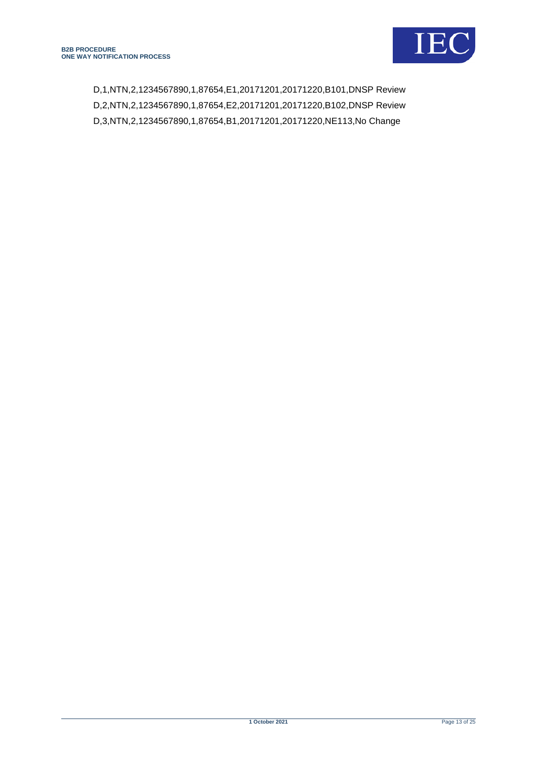D,1,NTN,2,1234567890,1,87654,E1,20171201,20171220,B101,DNSP Review
D,2,NTN,2,1234567890,1,87654,E2,20171201,20171220,B102,DNSP Review
D,3,NTN,2,1234567890,1,87654,B1,20171201,20171220,NE113,No Change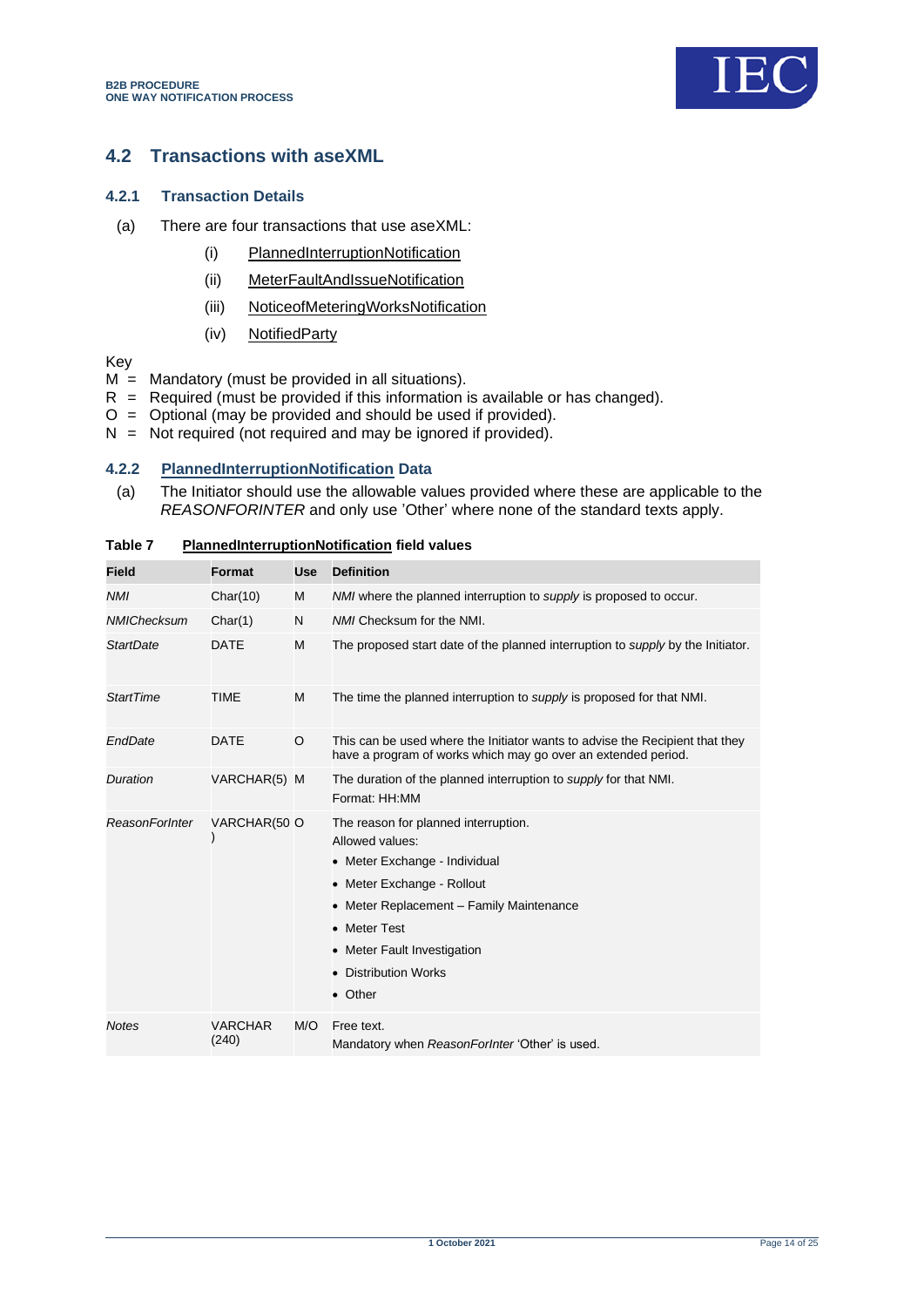## 4.2 Transactions with aseXML

### 4.2.1 Transaction Details

(a) There are four transactions that use aseXML:

   (i) PlannedInterruptionNotification

   (ii) MeterFaultAndIssueNotification

   (iii) NoticeofMeteringWorksNotification

   (iv) NotifiedParty

Key

M = Mandatory (must be provided in all situations).
R = Required (must be provided if this information is available or has changed).
O = Optional (may be provided and should be used if provided).
N = Not required (not required and may be ignored if provided).

### 4.2.2 PlannedInterruptionNotification Data

(a) The Initiator should use the allowable values provided where these are applicable to the *REASONFORINTER* and only use 'Other' where none of the standard texts apply.

**Table 7 PlannedInterruptionNotification field values**

| Field | Format | Use | Definition |
|---|---|---|---|
| *NMI* | Char(10) | M | *NMI* where the planned interruption to *supply* is proposed to occur. |
| *NMIChecksum* | Char(1) | N | *NMI* Checksum for the NMI. |
| *StartDate* | DATE | M | The proposed start date of the planned interruption to *supply* by the Initiator. |
| *StartTime* | TIME | M | The time the planned interruption to *supply* is proposed for that NMI. |
| *EndDate* | DATE | O | This can be used where the Initiator wants to advise the Recipient that they have a program of works which may go over an extended period. |
| *Duration* | VARCHAR(5) | M | The duration of the planned interruption to *supply* for that NMI.<br>Format: HH:MM |
| *ReasonForInter* | VARCHAR(50) | O | The reason for planned interruption.<br>Allowed values:<br>• Meter Exchange - Individual<br>• Meter Exchange - Rollout<br>• Meter Replacement – Family Maintenance<br>• Meter Test<br>• Meter Fault Investigation<br>• Distribution Works<br>• Other |
| *Notes* | VARCHAR (240) | M/O | Free text.<br>Mandatory when *ReasonForInter* 'Other' is used. |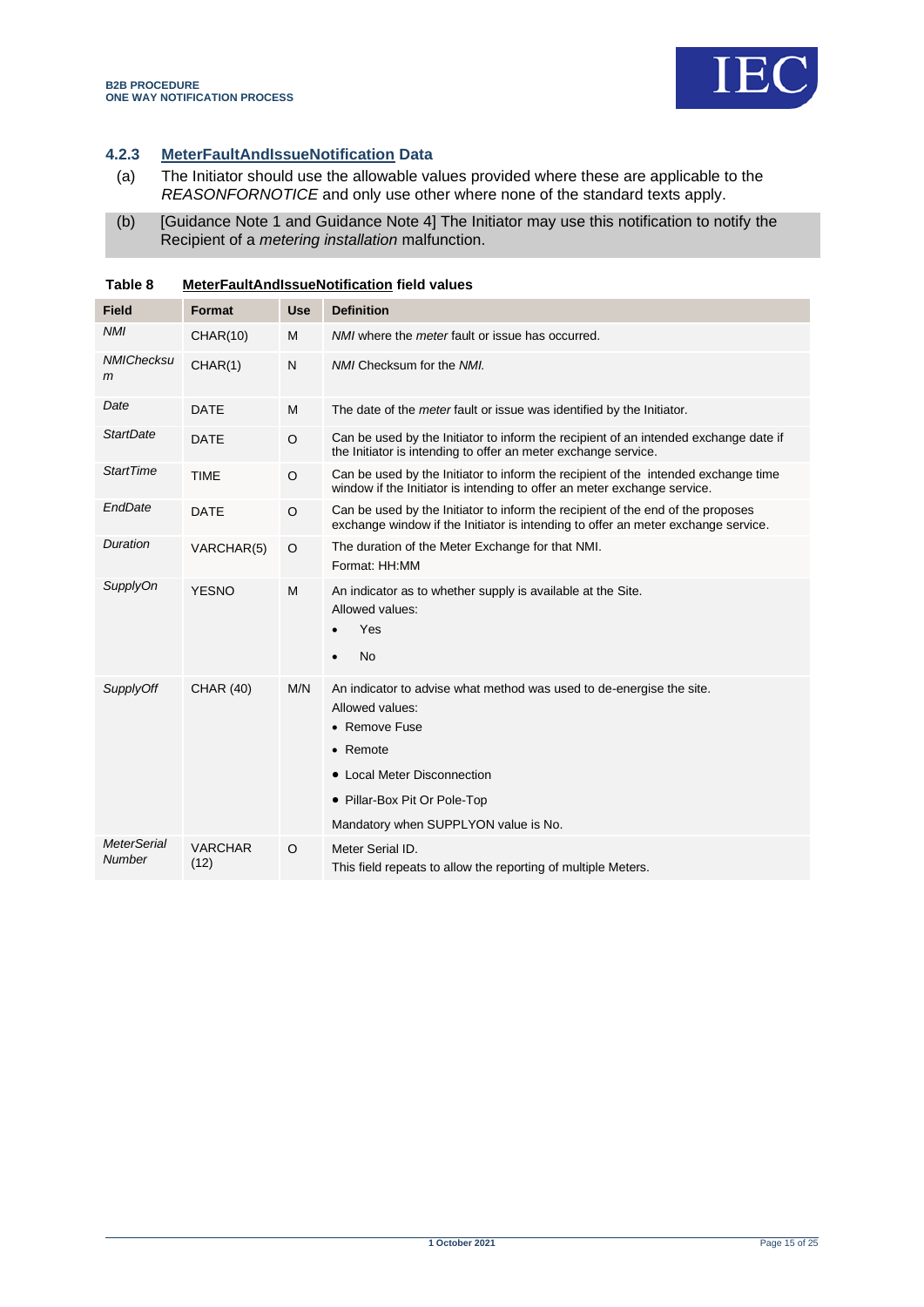### 4.2.3 MeterFaultAndIssueNotification Data

(a) The Initiator should use the allowable values provided where these are applicable to the *REASONFORNOTICE* and only use other where none of the standard texts apply.

(b) [Guidance Note 1 and Guidance Note 4] The Initiator may use this notification to notify the Recipient of a *metering installation* malfunction.

**Table 8 MeterFaultAndIssueNotification field values**

| Field | Format | Use | Definition |
|---|---|---|---|
| *NMI* | CHAR(10) | M | *NMI* where the *meter* fault or issue has occurred. |
| *NMIChecksum* | CHAR(1) | N | *NMI* Checksum for the *NMI.* |
| *Date* | DATE | M | The date of the *meter* fault or issue was identified by the Initiator. |
| *StartDate* | DATE | O | Can be used by the Initiator to inform the recipient of an intended exchange date if the Initiator is intending to offer an meter exchange service. |
| *StartTime* | TIME | O | Can be used by the Initiator to inform the recipient of the intended exchange time window if the Initiator is intending to offer an meter exchange service. |
| *EndDate* | DATE | O | Can be used by the Initiator to inform the recipient of the end of the proposes exchange window if the Initiator is intending to offer an meter exchange service. |
| *Duration* | VARCHAR(5) | O | The duration of the Meter Exchange for that NMI.<br>Format: HH:MM |
| *SupplyOn* | YESNO | M | An indicator as to whether supply is available at the Site.<br>Allowed values:<br>• Yes<br>• No |
| *SupplyOff* | CHAR (40) | M/N | An indicator to advise what method was used to de-energise the site.<br>Allowed values:<br>• Remove Fuse<br>• Remote<br>• Local Meter Disconnection<br>• Pillar-Box Pit Or Pole-Top<br>Mandatory when SUPPLYON value is No. |
| *MeterSerial Number* | VARCHAR (12) | O | Meter Serial ID.<br>This field repeats to allow the reporting of multiple Meters. |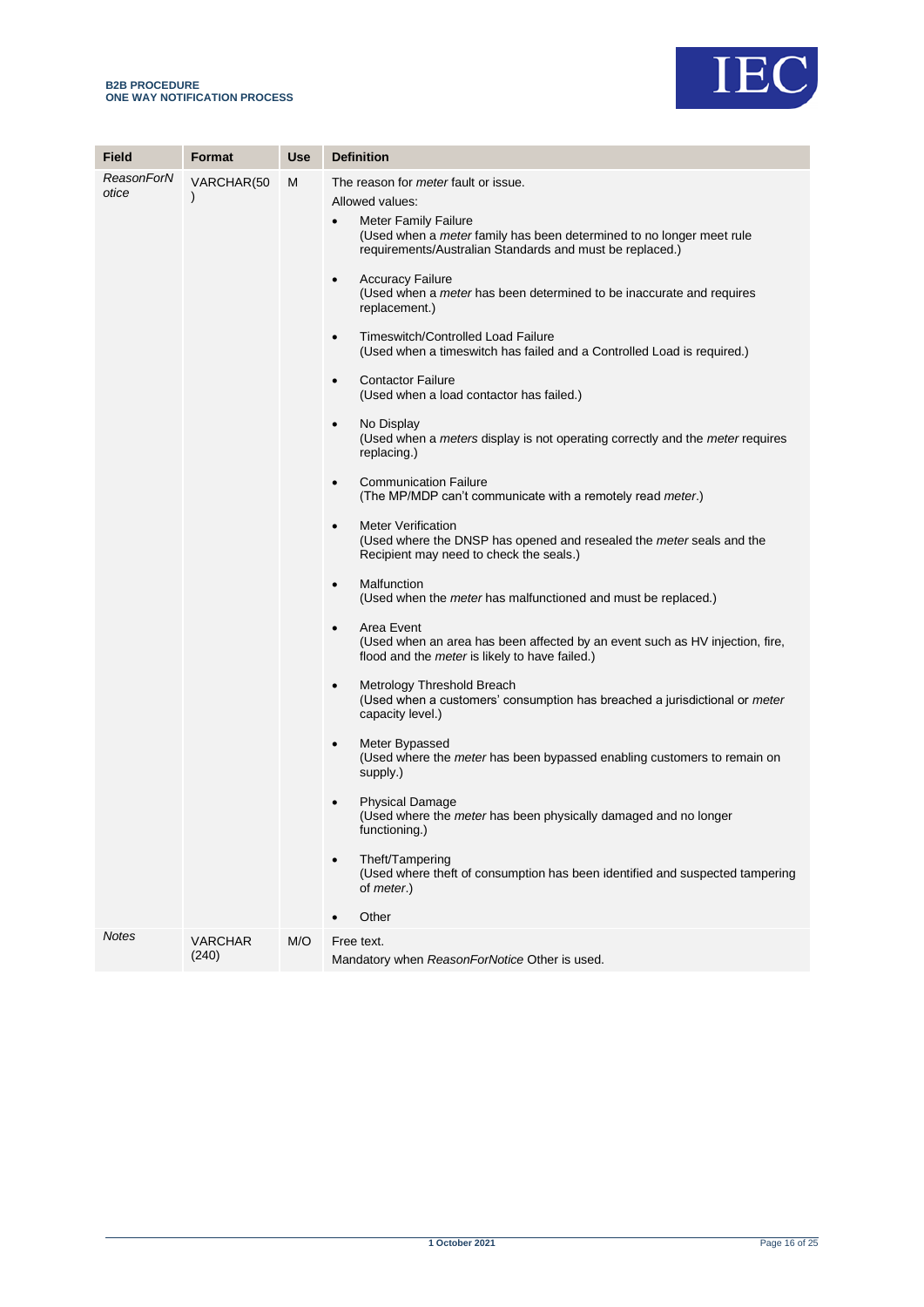| Field | Format | Use | Definition |
|---|---|---|---|
| *ReasonForNotice* | VARCHAR(50) | M | The reason for *meter* fault or issue.<br>Allowed values:<br>• Meter Family Failure<br>(Used when a *meter* family has been determined to no longer meet rule requirements/Australian Standards and must be replaced.)<br>• Accuracy Failure<br>(Used when a *meter* has been determined to be inaccurate and requires replacement.)<br>• Timeswitch/Controlled Load Failure<br>(Used when a timeswitch has failed and a Controlled Load is required.)<br>• Contactor Failure<br>(Used when a load contactor has failed.)<br>• No Display<br>(Used when a *meters* display is not operating correctly and the *meter* requires replacing.)<br>• Communication Failure<br>(The MP/MDP can't communicate with a remotely read *meter*.)<br>• Meter Verification<br>(Used where the DNSP has opened and resealed the *meter* seals and the Recipient may need to check the seals.)<br>• Malfunction<br>(Used when the *meter* has malfunctioned and must be replaced.)<br>• Area Event<br>(Used when an area has been affected by an event such as HV injection, fire, flood and the *meter* is likely to have failed.)<br>• Metrology Threshold Breach<br>(Used when a customers' consumption has breached a jurisdictional or *meter* capacity level.)<br>• Meter Bypassed<br>(Used where the *meter* has been bypassed enabling customers to remain on supply.)<br>• Physical Damage<br>(Used where the *meter* has been physically damaged and no longer functioning.)<br>• Theft/Tampering<br>(Used where theft of consumption has been identified and suspected tampering of *meter*.)<br>• Other |
| *Notes* | VARCHAR (240) | M/O | Free text.<br>Mandatory when *ReasonForNotice* Other is used. |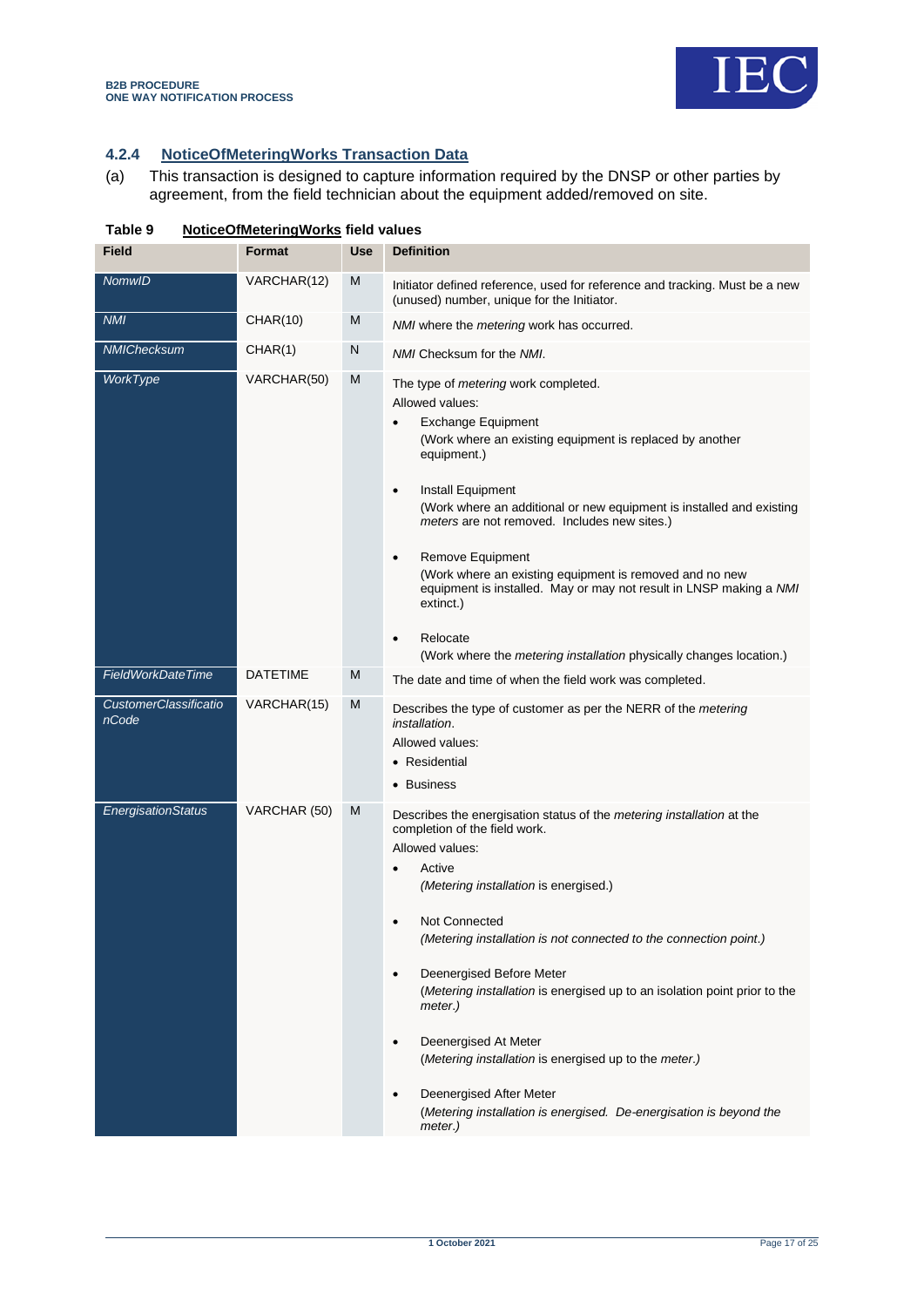### 4.2.4 NoticeOfMeteringWorks Transaction Data

(a) This transaction is designed to capture information required by the DNSP or other parties by agreement, from the field technician about the equipment added/removed on site.

**Table 9 NoticeOfMeteringWorks field values**

| Field | Format | Use | Definition |
|---|---|---|---|
| *NomwID* | VARCHAR(12) | M | Initiator defined reference, used for reference and tracking. Must be a new (unused) number, unique for the Initiator. |
| *NMI* | CHAR(10) | M | *NMI* where the *metering* work has occurred. |
| *NMIChecksum* | CHAR(1) | N | *NMI* Checksum for the *NMI*. |
| *WorkType* | VARCHAR(50) | M | The type of *metering* work completed.<br>Allowed values:<br>• Exchange Equipment<br>(Work where an existing equipment is replaced by another equipment.)<br>• Install Equipment<br>(Work where an additional or new equipment is installed and existing *meters* are not removed. Includes new sites.)<br>• Remove Equipment<br>(Work where an existing equipment is removed and no new equipment is installed. May or may not result in LNSP making a *NMI* extinct.)<br>• Relocate<br>(Work where the *metering installation* physically changes location.) |
| *FieldWorkDateTime* | DATETIME | M | The date and time of when the field work was completed. |
| *CustomerClassificationCode* | VARCHAR(15) | M | Describes the type of customer as per the NERR of the *metering installation*.<br>Allowed values:<br>• Residential<br>• Business |
| *EnergisationStatus* | VARCHAR (50) | M | Describes the energisation status of the *metering installation* at the completion of the field work.<br>Allowed values:<br>• Active<br>*(Metering installation* is energised.)<br>• Not Connected<br>*(Metering installation is not connected to the connection point.)*<br>• Deenergised Before Meter<br>(*Metering installation* is energised up to an isolation point prior to the *meter.)*<br>• Deenergised At Meter<br>(*Metering installation* is energised up to the *meter.)*<br>• Deenergised After Meter<br>(*Metering installation is energised. De-energisation is beyond the meter.)* |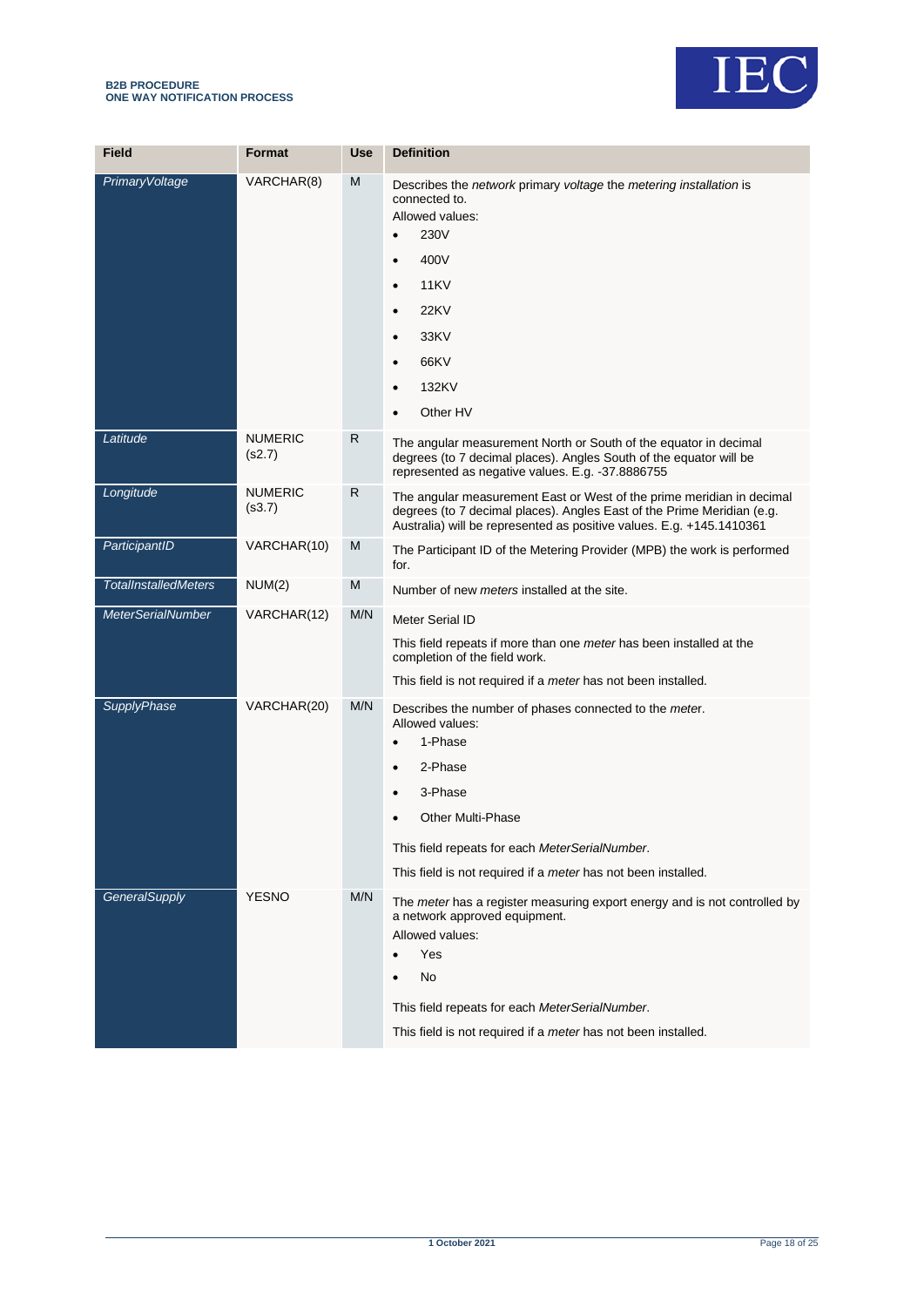| Field | Format | Use | Definition |
|---|---|---|---|
| *PrimaryVoltage* | VARCHAR(8) | M | Describes the *network* primary *voltage* the *metering installation* is connected to.<br>Allowed values:<br>• 230V<br>• 400V<br>• 11KV<br>• 22KV<br>• 33KV<br>• 66KV<br>• 132KV<br>• Other HV |
| *Latitude* | NUMERIC (s2.7) | R | The angular measurement North or South of the equator in decimal degrees (to 7 decimal places). Angles South of the equator will be represented as negative values. E.g. -37.8886755 |
| *Longitude* | NUMERIC (s3.7) | R | The angular measurement East or West of the prime meridian in decimal degrees (to 7 decimal places). Angles East of the Prime Meridian (e.g. Australia) will be represented as positive values. E.g. +145.1410361 |
| *ParticipantID* | VARCHAR(10) | M | The Participant ID of the Metering Provider (MPB) the work is performed for. |
| *TotalInstalledMeters* | NUM(2) | M | Number of new *meters* installed at the site. |
| *MeterSerialNumber* | VARCHAR(12) | M/N | Meter Serial ID<br>This field repeats if more than one *meter* has been installed at the completion of the field work.<br>This field is not required if a *meter* has not been installed. |
| *SupplyPhase* | VARCHAR(20) | M/N | Describes the number of phases connected to the *meter*.<br>Allowed values:<br>• 1-Phase<br>• 2-Phase<br>• 3-Phase<br>• Other Multi-Phase<br>This field repeats for each *MeterSerialNumber*.<br>This field is not required if a *meter* has not been installed. |
| *GeneralSupply* | YESNO | M/N | The *meter* has a register measuring export energy and is not controlled by a network approved equipment.<br>Allowed values:<br>• Yes<br>• No<br>This field repeats for each *MeterSerialNumber*.<br>This field is not required if a *meter* has not been installed. |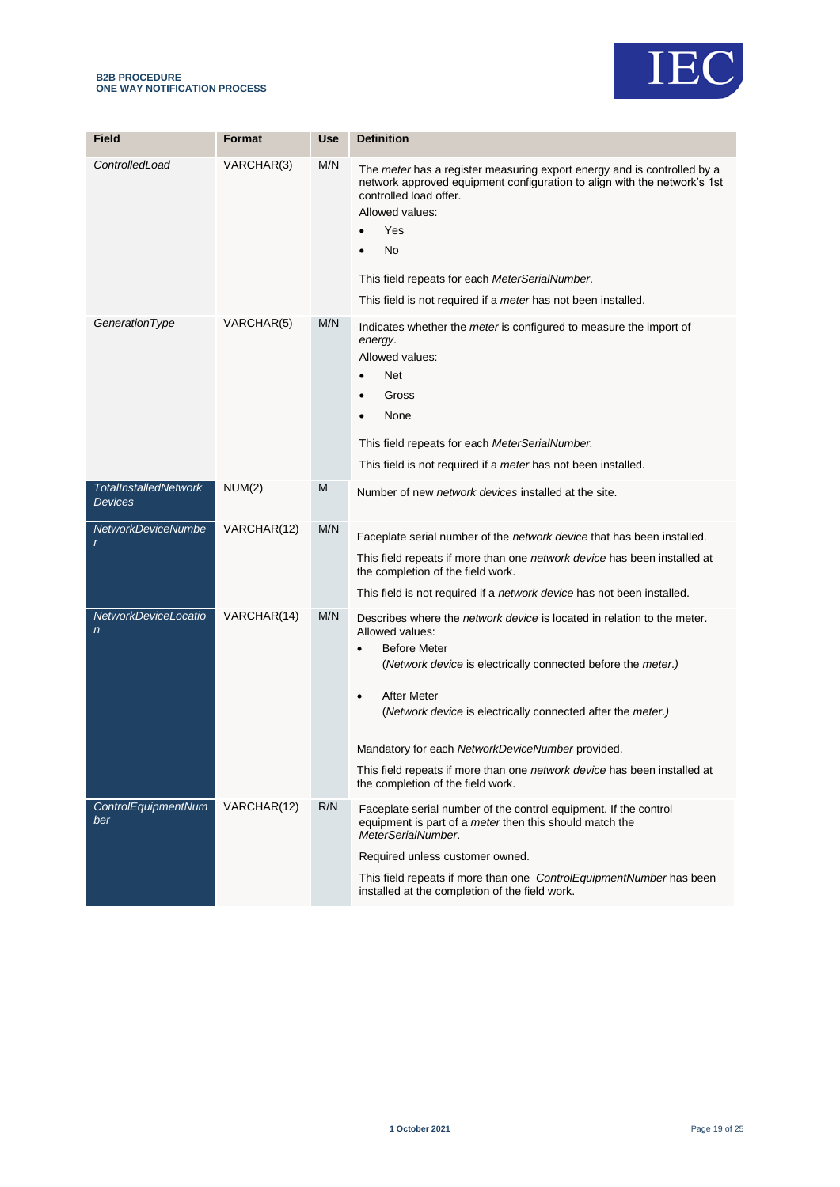| Field | Format | Use | Definition |
|---|---|---|---|
| *ControlledLoad* | VARCHAR(3) | M/N | The *meter* has a register measuring export energy and is controlled by a network approved equipment configuration to align with the network's 1st controlled load offer.<br>Allowed values:<br>• Yes<br>• No<br><br>This field repeats for each *MeterSerialNumber*.<br>This field is not required if a *meter* has not been installed. |
| *GenerationType* | VARCHAR(5) | M/N | Indicates whether the *meter* is configured to measure the import of *energy*.<br>Allowed values:<br>• Net<br>• Gross<br>• None<br><br>This field repeats for each *MeterSerialNumber.*<br>This field is not required if a *meter* has not been installed. |
| *TotalInstalledNetworkDevices* | NUM(2) | M | Number of new *network devices* installed at the site. |
| *NetworkDeviceNumber* | VARCHAR(12) | M/N | Faceplate serial number of the *network device* that has been installed.<br>This field repeats if more than one *network device* has been installed at the completion of the field work.<br>This field is not required if a *network device* has not been installed. |
| *NetworkDeviceLocation* | VARCHAR(14) | M/N | Describes where the *network device* is located in relation to the meter.<br>Allowed values:<br>• Before Meter<br>(*Network device* is electrically connected before the *meter.)*<br><br>• After Meter<br>(*Network device* is electrically connected after the *meter*.)<br><br>Mandatory for each *NetworkDeviceNumber* provided.<br>This field repeats if more than one *network device* has been installed at the completion of the field work. |
| *ControlEquipmentNumber* | VARCHAR(12) | R/N | Faceplate serial number of the control equipment. If the control equipment is part of a *meter* then this should match the *MeterSerialNumber*.<br>Required unless customer owned.<br>This field repeats if more than one *ControlEquipmentNumber* has been installed at the completion of the field work. |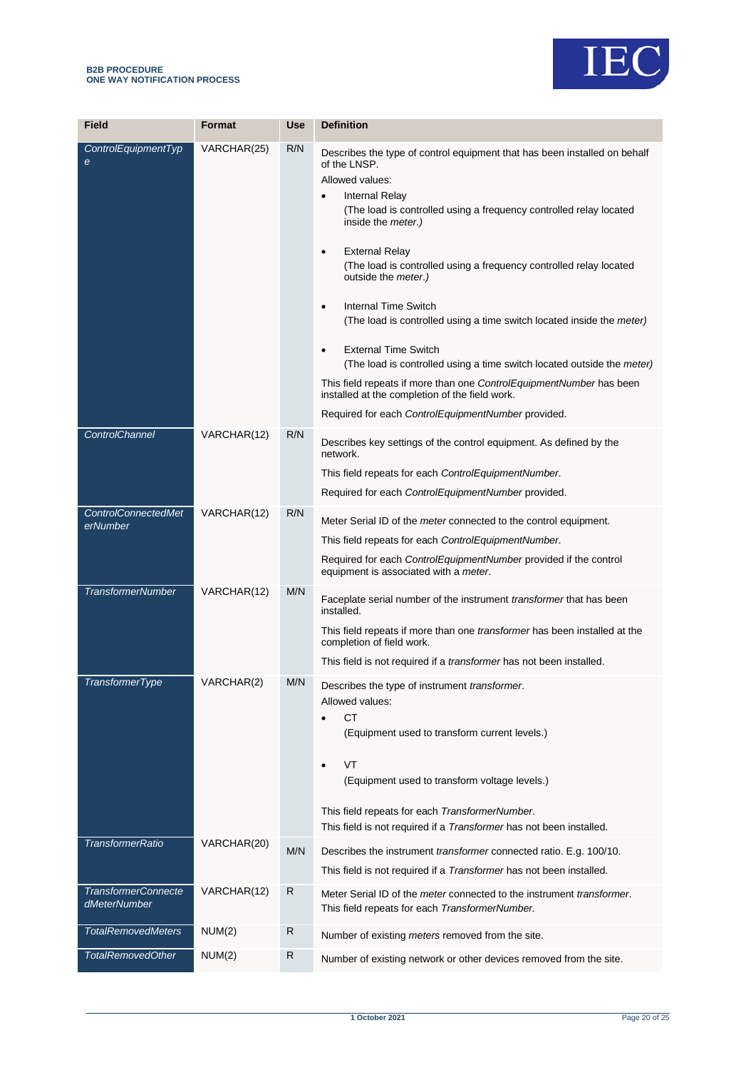| Field | Format | Use | Definition |
| --- | --- | --- | --- |
| *ControlEquipmentType* | VARCHAR(25) | R/N | Describes the type of control equipment that has been installed on behalf of the LNSP.<br>Allowed values:<br>• Internal Relay<br>(The load is controlled using a frequency controlled relay located inside the *meter*.)<br>• External Relay<br>(The load is controlled using a frequency controlled relay located outside the *meter*.)<br>• Internal Time Switch<br>(The load is controlled using a time switch located inside the *meter)*<br>• External Time Switch<br>(The load is controlled using a time switch located outside the *meter)*<br>This field repeats if more than one *ControlEquipmentNumber* has been installed at the completion of the field work.<br>Required for each *ControlEquipmentNumber* provided. |
| *ControlChannel* | VARCHAR(12) | R/N | Describes key settings of the control equipment. As defined by the network.<br>This field repeats for each *ControlEquipmentNumber*.<br>Required for each *ControlEquipmentNumber* provided. |
| *ControlConnectedMeterNumber* | VARCHAR(12) | R/N | Meter Serial ID of the *meter* connected to the control equipment.<br>This field repeats for each *ControlEquipmentNumber*.<br>Required for each *ControlEquipmentNumber* provided if the control equipment is associated with a *meter*. |
| *TransformerNumber* | VARCHAR(12) | M/N | Faceplate serial number of the instrument *transformer* that has been installed.<br>This field repeats if more than one *transformer* has been installed at the completion of field work.<br>This field is not required if a *transformer* has not been installed. |
| *TransformerType* | VARCHAR(2) | M/N | Describes the type of instrument *transformer*.<br>Allowed values:<br>• CT<br>(Equipment used to transform current levels.)<br>• VT<br>(Equipment used to transform voltage levels.)<br>This field repeats for each *TransformerNumber*.<br>This field is not required if a *Transformer* has not been installed. |
| *TransformerRatio* | VARCHAR(20) | M/N | Describes the instrument *transformer* connected ratio. E.g. 100/10.<br>This field is not required if a *Transformer* has not been installed. |
| *TransformerConnectedMeterNumber* | VARCHAR(12) | R | Meter Serial ID of the *meter* connected to the instrument *transformer*.<br>This field repeats for each *TransformerNumber*. |
| *TotalRemovedMeters* | NUM(2) | R | Number of existing *meters* removed from the site. |
| *TotalRemovedOther* | NUM(2) | R | Number of existing network or other devices removed from the site. |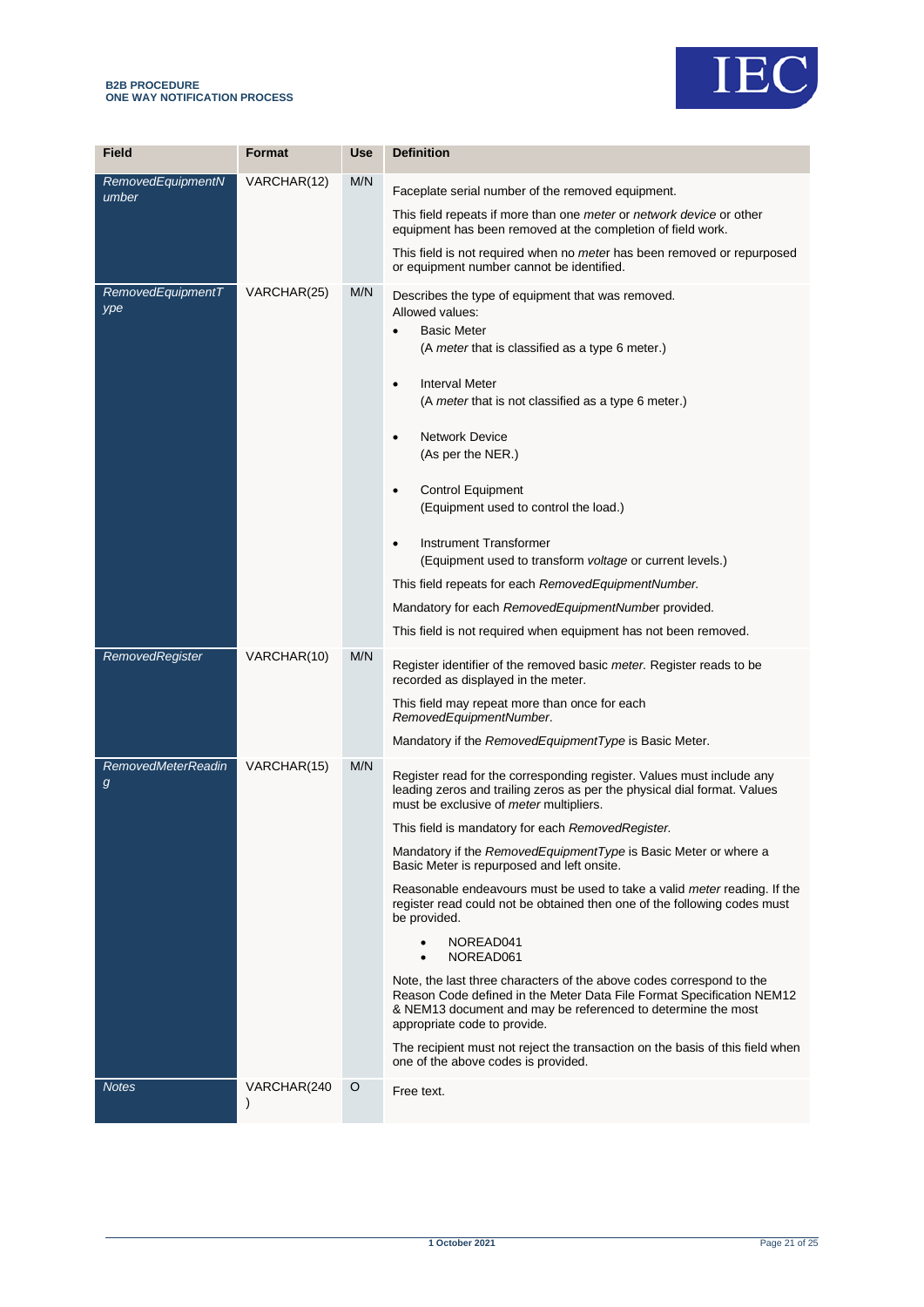| Field | Format | Use | Definition |
|---|---|---|---|
| *RemovedEquipmentNumber* | VARCHAR(12) | M/N | Faceplate serial number of the removed equipment.<br><br>This field repeats if more than one *meter* or *network device* or other equipment has been removed at the completion of field work.<br><br>This field is not required when no *meter* has been removed or repurposed or equipment number cannot be identified. |
| *RemovedEquipmentType* | VARCHAR(25) | M/N | Describes the type of equipment that was removed.<br>Allowed values:<br>• Basic Meter<br>(A *meter* that is classified as a type 6 meter.)<br>• Interval Meter<br>(A *meter* that is not classified as a type 6 meter.)<br>• Network Device<br>(As per the NER.)<br>• Control Equipment<br>(Equipment used to control the load.)<br>• Instrument Transformer<br>(Equipment used to transform *voltage* or current levels.)<br><br>This field repeats for each *RemovedEquipmentNumber.*<br><br>Mandatory for each *RemovedEquipmentNumber* provided.<br><br>This field is not required when equipment has not been removed. |
| *RemovedRegister* | VARCHAR(10) | M/N | Register identifier of the removed basic *meter.* Register reads to be recorded as displayed in the meter.<br><br>This field may repeat more than once for each *RemovedEquipmentNumber*.<br><br>Mandatory if the *RemovedEquipmentType* is Basic Meter. |
| *RemovedMeterReading* | VARCHAR(15) | M/N | Register read for the corresponding register. Values must include any leading zeros and trailing zeros as per the physical dial format. Values must be exclusive of *meter* multipliers.<br><br>This field is mandatory for each *RemovedRegister.*<br><br>Mandatory if the *RemovedEquipmentType* is Basic Meter or where a Basic Meter is repurposed and left onsite.<br><br>Reasonable endeavours must be used to take a valid *meter* reading. If the register read could not be obtained then one of the following codes must be provided.<br>• NOREAD041<br>• NOREAD061<br><br>Note, the last three characters of the above codes correspond to the Reason Code defined in the Meter Data File Format Specification NEM12 & NEM13 document and may be referenced to determine the most appropriate code to provide.<br><br>The recipient must not reject the transaction on the basis of this field when one of the above codes is provided. |
| *Notes* | VARCHAR(240) | O | Free text. |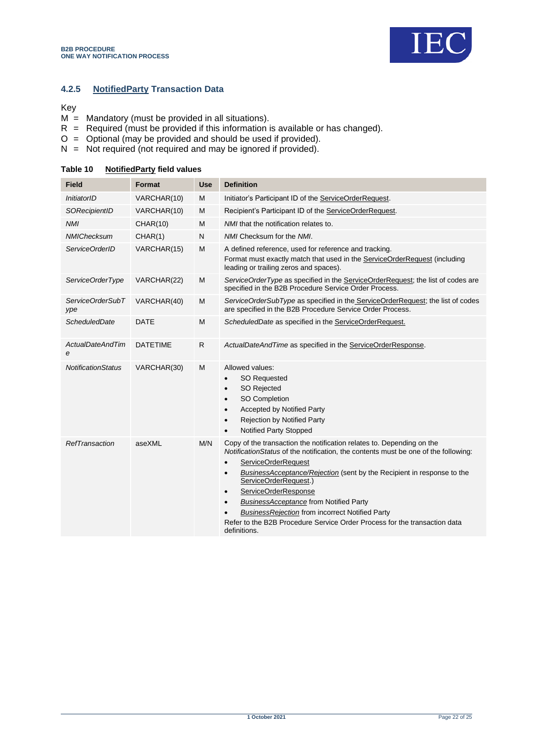### 4.2.5 NotifiedParty Transaction Data

Key

M = Mandatory (must be provided in all situations).
R = Required (must be provided if this information is available or has changed).
O = Optional (may be provided and should be used if provided).
N = Not required (not required and may be ignored if provided).

**Table 10 NotifiedParty field values**

| Field | Format | Use | Definition |
|---|---|---|---|
| *InitiatorID* | VARCHAR(10) | M | Initiator's Participant ID of the ServiceOrderRequest. |
| *SORecipientID* | VARCHAR(10) | M | Recipient's Participant ID of the ServiceOrderRequest. |
| *NMI* | CHAR(10) | M | *NMI* that the notification relates to. |
| *NMIChecksum* | CHAR(1) | N | *NMI* Checksum for the *NMI*. |
| *ServiceOrderID* | VARCHAR(15) | M | A defined reference, used for reference and tracking.<br>Format must exactly match that used in the ServiceOrderRequest (including leading or trailing zeros and spaces). |
| *ServiceOrderType* | VARCHAR(22) | M | *ServiceOrderType* as specified in the ServiceOrderRequest; the list of codes are specified in the B2B Procedure Service Order Process. |
| *ServiceOrderSubType* | VARCHAR(40) | M | *ServiceOrderSubType* as specified in the ServiceOrderRequest; the list of codes are specified in the B2B Procedure Service Order Process. |
| *ScheduledDate* | DATE | M | *ScheduledDate* as specified in the ServiceOrderRequest. |
| *ActualDateAndTime* | DATETIME | R | *ActualDateAndTime* as specified in the ServiceOrderResponse. |
| *NotificationStatus* | VARCHAR(30) | M | Allowed values:<br>• SO Requested<br>• SO Rejected<br>• SO Completion<br>• Accepted by Notified Party<br>• Rejection by Notified Party<br>• Notified Party Stopped |
| *RefTransaction* | aseXML | M/N | Copy of the transaction the notification relates to. Depending on the *NotificationStatus* of the notification, the contents must be one of the following:<br>• ServiceOrderRequest<br>• *BusinessAcceptance/Rejection* (sent by the Recipient in response to the ServiceOrderRequest.)<br>• ServiceOrderResponse<br>• *BusinessAcceptance* from Notified Party<br>• *BusinessRejection* from incorrect Notified Party<br>Refer to the B2B Procedure Service Order Process for the transaction data definitions. |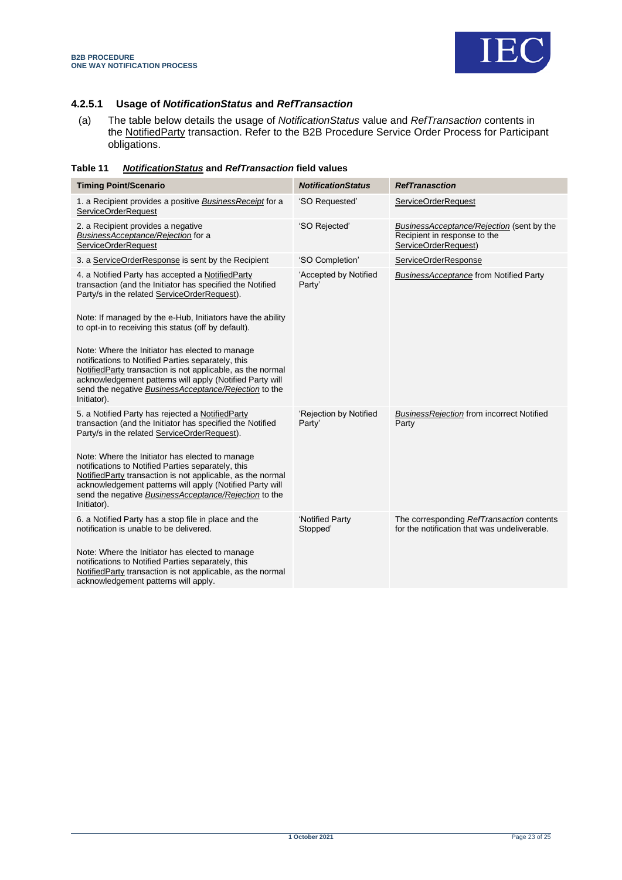#### 4.2.5.1 Usage of *NotificationStatus* and *RefTransaction*

(a) The table below details the usage of *NotificationStatus* value and *RefTransaction* contents in the NotifiedParty transaction. Refer to the B2B Procedure Service Order Process for Participant obligations.

**Table 11 *NotificationStatus* and *RefTransaction* field values**

| Timing Point/Scenario | *NotificationStatus* | *RefTranasction* |
|---|---|---|
| 1. a Recipient provides a positive *BusinessReceipt* for a ServiceOrderRequest | 'SO Requested' | ServiceOrderRequest |
| 2. a Recipient provides a negative *BusinessAcceptance/Rejection* for a ServiceOrderRequest | 'SO Rejected' | *BusinessAcceptance/Rejection* (sent by the Recipient in response to the ServiceOrderRequest) |
| 3. a ServiceOrderResponse is sent by the Recipient | 'SO Completion' | ServiceOrderResponse |
| 4. a Notified Party has accepted a NotifiedParty transaction (and the Initiator has specified the Notified Party/s in the related ServiceOrderRequest).<br><br>Note: If managed by the e-Hub, Initiators have the ability to opt-in to receiving this status (off by default).<br><br>Note: Where the Initiator has elected to manage notifications to Notified Parties separately, this NotifiedParty transaction is not applicable, as the normal acknowledgement patterns will apply (Notified Party will send the negative *BusinessAcceptance/Rejection* to the Initiator). | 'Accepted by Notified Party' | *BusinessAcceptance* from Notified Party |
| 5. a Notified Party has rejected a NotifiedParty transaction (and the Initiator has specified the Notified Party/s in the related ServiceOrderRequest).<br><br>Note: Where the Initiator has elected to manage notifications to Notified Parties separately, this NotifiedParty transaction is not applicable, as the normal acknowledgement patterns will apply (Notified Party will send the negative *BusinessAcceptance/Rejection* to the Initiator). | 'Rejection by Notified Party' | *BusinessRejection* from incorrect Notified Party |
| 6. a Notified Party has a stop file in place and the notification is unable to be delivered.<br><br>Note: Where the Initiator has elected to manage notifications to Notified Parties separately, this NotifiedParty transaction is not applicable, as the normal acknowledgement patterns will apply. | 'Notified Party Stopped' | The corresponding *RefTransaction* contents for the notification that was undeliverable. |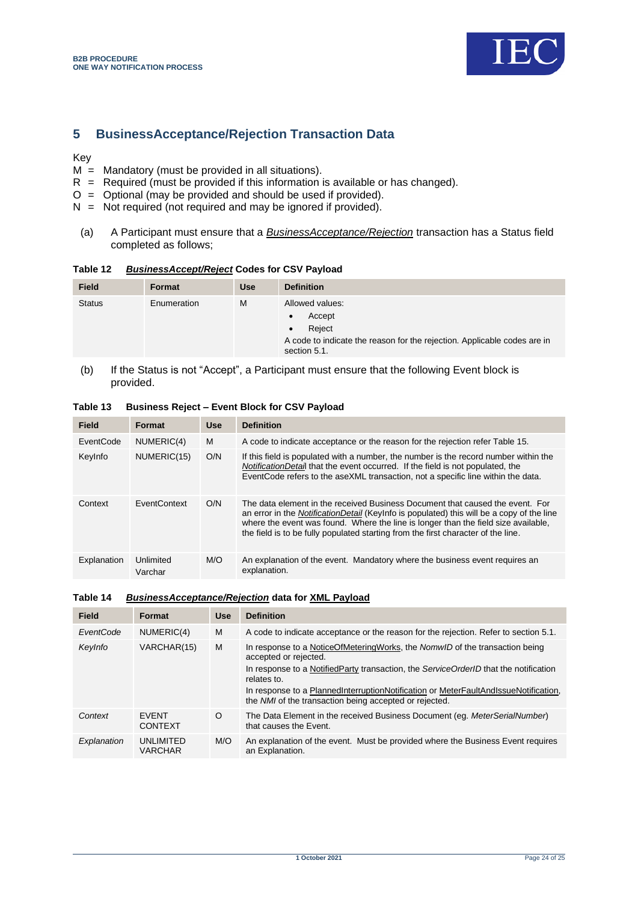## 5 BusinessAcceptance/Rejection Transaction Data

Key

M = Mandatory (must be provided in all situations).
R = Required (must be provided if this information is available or has changed).
O = Optional (may be provided and should be used if provided).
N = Not required (not required and may be ignored if provided).

(a) A Participant must ensure that a *BusinessAcceptance/Rejection* transaction has a Status field completed as follows;

**Table 12 *BusinessAccept/Reject* Codes for CSV Payload**

| Field | Format | Use | Definition |
|---|---|---|---|
| Status | Enumeration | M | Allowed values: • Accept • Reject A code to indicate the reason for the rejection. Applicable codes are in section 5.1. |

(b) If the Status is not "Accept", a Participant must ensure that the following Event block is provided.

**Table 13 Business Reject – Event Block for CSV Payload**

| Field | Format | Use | Definition |
|---|---|---|---|
| EventCode | NUMERIC(4) | M | A code to indicate acceptance or the reason for the rejection refer Table 15. |
| KeyInfo | NUMERIC(15) | O/N | If this field is populated with a number, the number is the record number within the *NotificationDetail* that the event occurred. If the field is not populated, the EventCode refers to the aseXML transaction, not a specific line within the data. |
| Context | EventContext | O/N | The data element in the received Business Document that caused the event. For an error in the *NotificationDetail* (KeyInfo is populated) this will be a copy of the line where the event was found. Where the line is longer than the field size available, the field is to be fully populated starting from the first character of the line. |
| Explanation | Unlimited Varchar | M/O | An explanation of the event. Mandatory where the business event requires an explanation. |

**Table 14 *BusinessAcceptance/Rejection* data for XML Payload**

| Field | Format | Use | Definition |
|---|---|---|---|
| *EventCode* | NUMERIC(4) | M | A code to indicate acceptance or the reason for the rejection. Refer to section 5.1. |
| *KeyInfo* | VARCHAR(15) | M | In response to a NoticeOfMeteringWorks, the *NomwID* of the transaction being accepted or rejected. In response to a NotifiedParty transaction, the *ServiceOrderID* that the notification relates to. In response to a PlannedInterruptionNotification or MeterFaultAndIssueNotification, the *NMI* of the transaction being accepted or rejected. |
| *Context* | EVENT CONTEXT | O | The Data Element in the received Business Document (eg. *MeterSerialNumber*) that causes the Event. |
| *Explanation* | UNLIMITED VARCHAR | M/O | An explanation of the event. Must be provided where the Business Event requires an Explanation. |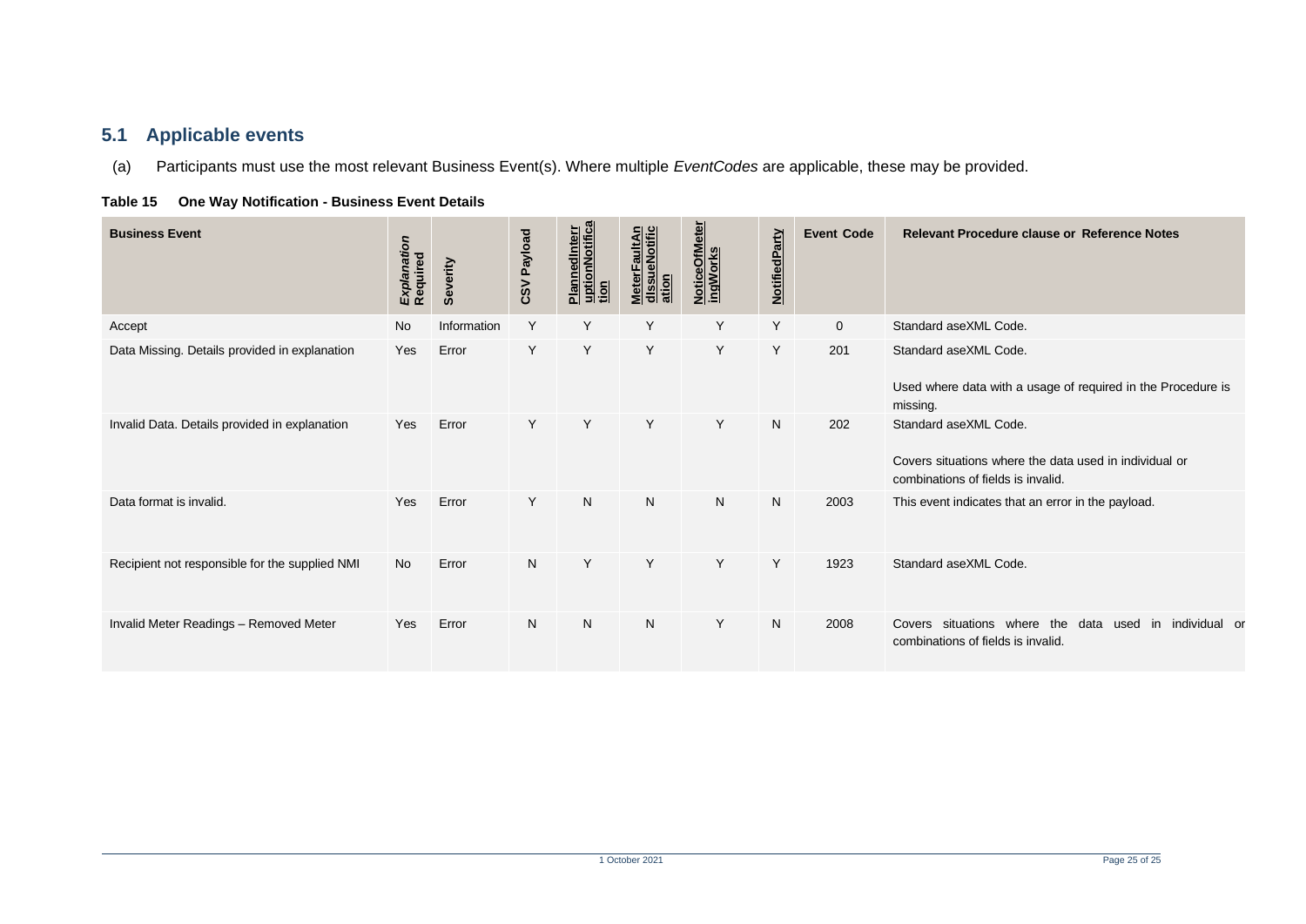## 5.1 Applicable events

(a) Participants must use the most relevant Business Event(s). Where multiple *EventCodes* are applicable, these may be provided.

**Table 15 One Way Notification - Business Event Details**

| Business Event | *Explanation Required* | Severity | CSV Payload | PlannedInterruptionNotification | MeterFaultAndIssueNotification | NoticeOfMeteringWorks | NotifiedParty | Event Code | Relevant Procedure clause or Reference Notes |
|---|---|---|---|---|---|---|---|---|---|
| Accept | No | Information | Y | Y | Y | Y | Y | 0 | Standard aseXML Code. |
| Data Missing. Details provided in explanation | Yes | Error | Y | Y | Y | Y | Y | 201 | Standard aseXML Code.<br><br>Used where data with a usage of required in the Procedure is missing. |
| Invalid Data. Details provided in explanation | Yes | Error | Y | Y | Y | Y | N | 202 | Standard aseXML Code.<br><br>Covers situations where the data used in individual or combinations of fields is invalid. |
| Data format is invalid. | Yes | Error | Y | N | N | N | N | 2003 | This event indicates that an error in the payload. |
| Recipient not responsible for the supplied NMI | No | Error | N | Y | Y | Y | Y | 1923 | Standard aseXML Code. |
| Invalid Meter Readings – Removed Meter | Yes | Error | N | N | N | Y | N | 2008 | Covers situations where the data used in individual or combinations of fields is invalid. |